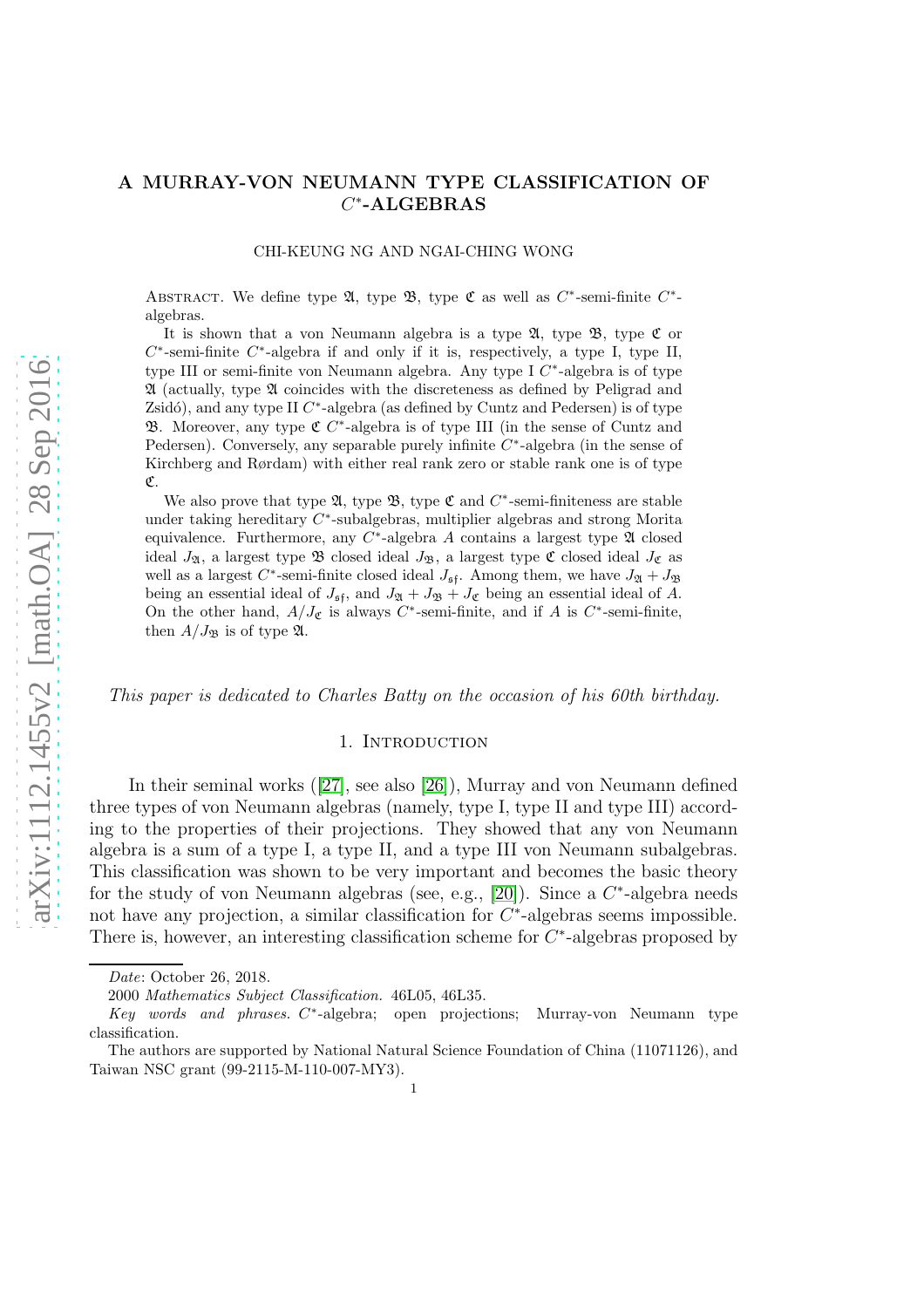# A MURRAY-VON NEUMANN TYPE CLASSIFICATION OF $C^*$-ALGEBRAS

CHI-KEUNG NG AND NGAI-CHING WONG

Abstract. We define type $\mathfrak{A}$, type $\mathfrak{B}$, type $\mathfrak{C}$ as well as $C^*$-semi-finite $C^*$-algebras.

It is shown that a von Neumann algebra is a type $\mathfrak{A}$, type $\mathfrak{B}$, type $\mathfrak{C}$ or $C^*$-semi-finite $C^*$-algebra if and only if it is, respectively, a type I, type II, type III or semi-finite von Neumann algebra. Any type I $C^*$-algebra is of type $\mathfrak{A}$ (actually, type $\mathfrak{A}$ coincides with the discreteness as defined by Peligrad and Zsidó), and any type II $C^*$-algebra (as defined by Cuntz and Pedersen) is of type $\mathfrak{B}$. Moreover, any type $\mathfrak{C}$ $C^*$-algebra is of type III (in the sense of Cuntz and Pedersen). Conversely, any separable purely infinite $C^*$-algebra (in the sense of Kirchberg and Rørdam) with either real rank zero or stable rank one is of type $\mathfrak{C}$.

We also prove that type $\mathfrak{A}$, type $\mathfrak{B}$, type $\mathfrak{C}$ and $C^*$-semi-finiteness are stable under taking hereditary $C^*$-subalgebras, multiplier algebras and strong Morita equivalence. Furthermore, any $C^*$-algebra $A$ contains a largest type $\mathfrak{A}$ closed ideal $J_{\mathfrak{A}}$, a largest type $\mathfrak{B}$ closed ideal $J_{\mathfrak{B}}$, a largest type $\mathfrak{C}$ closed ideal $J_{\mathfrak{C}}$ as well as a largest $C^*$-semi-finite closed ideal $J_{\mathfrak{sf}}$. Among them, we have $J_{\mathfrak{A}} + J_{\mathfrak{B}}$ being an essential ideal of $J_{\mathfrak{sf}}$, and $J_{\mathfrak{A}} + J_{\mathfrak{B}} + J_{\mathfrak{C}}$ being an essential ideal of $A$. On the other hand, $A/J_{\mathfrak{C}}$ is always $C^*$-semi-finite, and if $A$ is $C^*$-semi-finite, then $A/J_{\mathfrak{B}}$ is of type $\mathfrak{A}$.

*This paper is dedicated to Charles Batty on the occasion of his 60th birthday.*

## 1. Introduction

In their seminal works ([27], see also [26]), Murray and von Neumann defined three types of von Neumann algebras (namely, type I, type II and type III) according to the properties of their projections. They showed that any von Neumann algebra is a sum of a type I, a type II, and a type III von Neumann subalgebras. This classification was shown to be very important and becomes the basic theory for the study of von Neumann algebras (see, e.g., [20]). Since a $C^*$-algebra needs not have any projection, a similar classification for $C^*$-algebras seems impossible. There is, however, an interesting classification scheme for $C^*$-algebras proposed by

---

*Date*: October 26, 2018.

2000 *Mathematics Subject Classification.* 46L05, 46L35.

*Key words and phrases.* $C^*$-algebra; open projections; Murray-von Neumann type classification.

The authors are supported by National Natural Science Foundation of China (11071126), and Taiwan NSC grant (99-2115-M-110-007-MY3).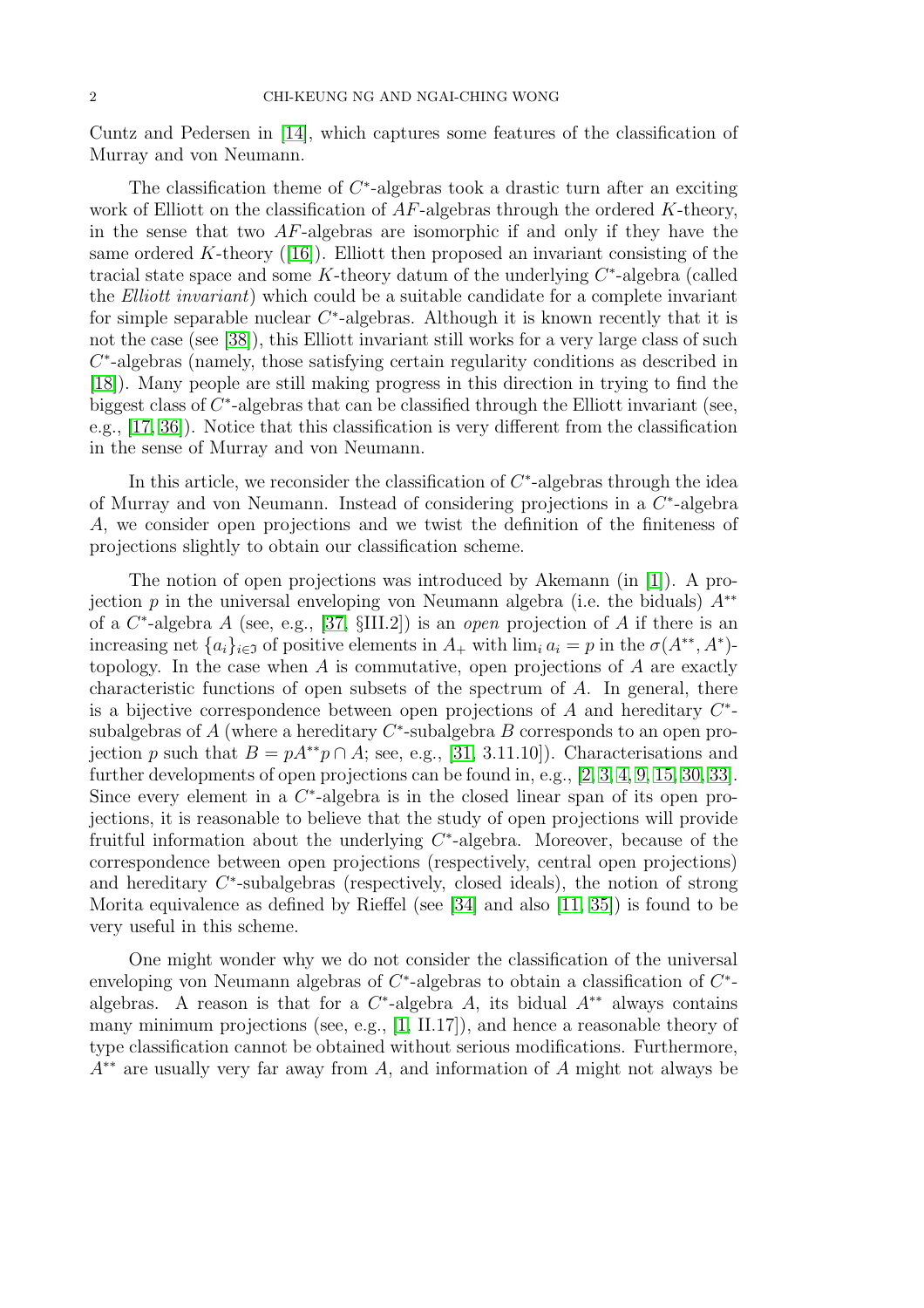Cuntz and Pedersen in [14], which captures some features of the classification of Murray and von Neumann.

The classification theme of $C^*$-algebras took a drastic turn after an exciting work of Elliott on the classification of $AF$-algebras through the ordered $K$-theory, in the sense that two $AF$-algebras are isomorphic if and only if they have the same ordered $K$-theory ([16]). Elliott then proposed an invariant consisting of the tracial state space and some $K$-theory datum of the underlying $C^*$-algebra (called the *Elliott invariant*) which could be a suitable candidate for a complete invariant for simple separable nuclear $C^*$-algebras. Although it is known recently that it is not the case (see [38]), this Elliott invariant still works for a very large class of such $C^*$-algebras (namely, those satisfying certain regularity conditions as described in [18]). Many people are still making progress in this direction in trying to find the biggest class of $C^*$-algebras that can be classified through the Elliott invariant (see, e.g., [17, 36]). Notice that this classification is very different from the classification in the sense of Murray and von Neumann.

In this article, we reconsider the classification of $C^*$-algebras through the idea of Murray and von Neumann. Instead of considering projections in a $C^*$-algebra $A$, we consider open projections and we twist the definition of the finiteness of projections slightly to obtain our classification scheme.

The notion of open projections was introduced by Akemann (in [1]). A projection $p$ in the universal enveloping von Neumann algebra (i.e. the biduals) $A^{**}$ of a $C^*$-algebra $A$ (see, e.g., [37, §III.2]) is an *open* projection of $A$ if there is an increasing net $\{a_i\}_{i\in\mathfrak{I}}$ of positive elements in $A_+$ with $\lim_i a_i = p$ in the $\sigma(A^{**}, A^*)$-topology. In the case when $A$ is commutative, open projections of $A$ are exactly characteristic functions of open subsets of the spectrum of $A$. In general, there is a bijective correspondence between open projections of $A$ and hereditary $C^*$-subalgebras of $A$ (where a hereditary $C^*$-subalgebra $B$ corresponds to an open projection $p$ such that $B = pA^{**}p \cap A$; see, e.g., [31, 3.11.10]). Characterisations and further developments of open projections can be found in, e.g., [2, 3, 4, 9, 15, 30, 33]. Since every element in a $C^*$-algebra is in the closed linear span of its open projections, it is reasonable to believe that the study of open projections will provide fruitful information about the underlying $C^*$-algebra. Moreover, because of the correspondence between open projections (respectively, central open projections) and hereditary $C^*$-subalgebras (respectively, closed ideals), the notion of strong Morita equivalence as defined by Rieffel (see [34] and also [11, 35]) is found to be very useful in this scheme.

One might wonder why we do not consider the classification of the universal enveloping von Neumann algebras of $C^*$-algebras to obtain a classification of $C^*$-algebras. A reason is that for a $C^*$-algebra $A$, its bidual $A^{**}$ always contains many minimum projections (see, e.g., [1, II.17]), and hence a reasonable theory of type classification cannot be obtained without serious modifications. Furthermore, $A^{**}$ are usually very far away from $A$, and information of $A$ might not always be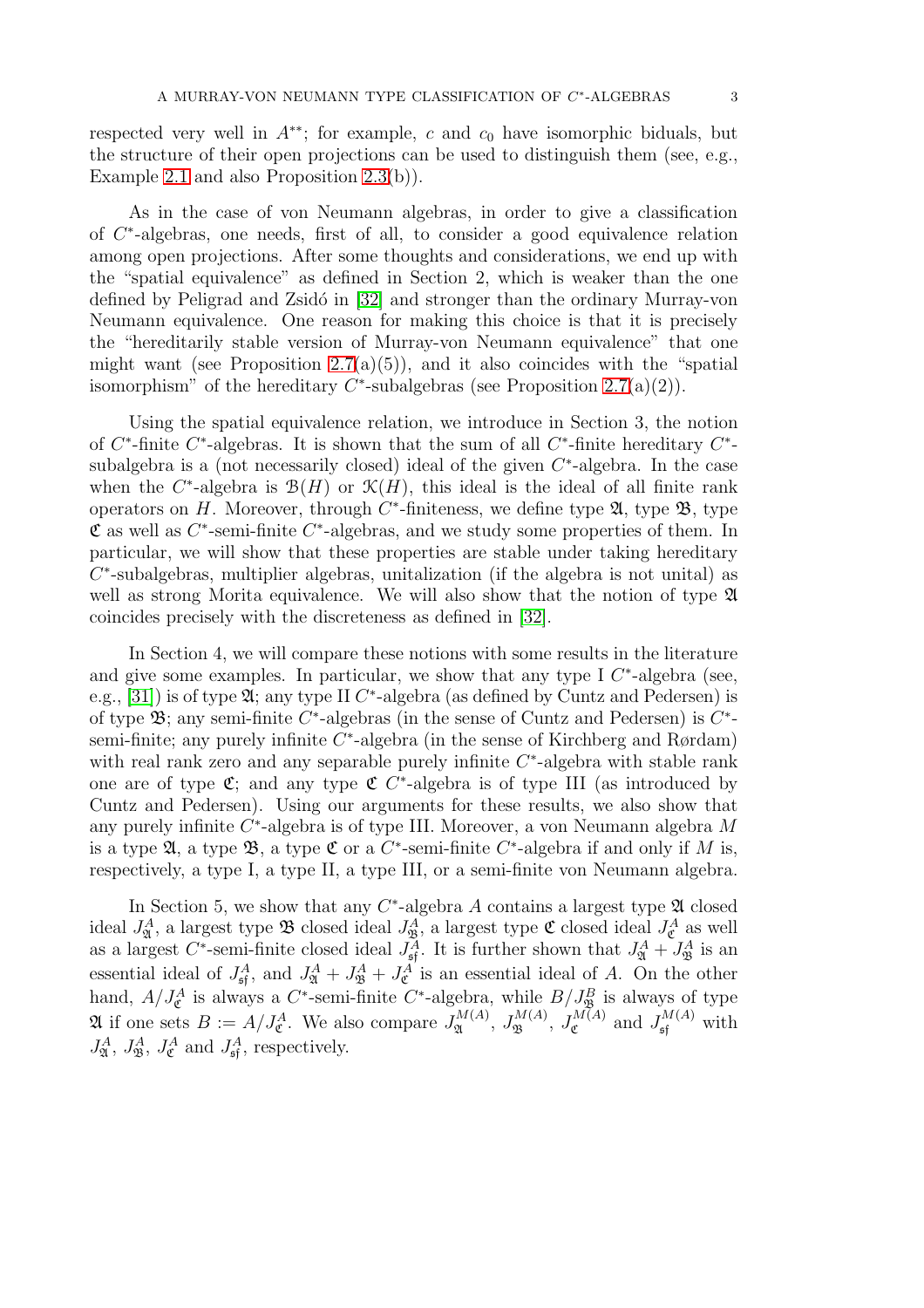respected very well in $A^{**}$; for example, $c$ and $c_0$ have isomorphic biduals, but the structure of their open projections can be used to distinguish them (see, e.g., Example 2.1 and also Proposition 2.3(b)).

As in the case of von Neumann algebras, in order to give a classification of $C^*$-algebras, one needs, first of all, to consider a good equivalence relation among open projections. After some thoughts and considerations, we end up with the "spatial equivalence" as defined in Section 2, which is weaker than the one defined by Peligrad and Zsidó in [32] and stronger than the ordinary Murray-von Neumann equivalence. One reason for making this choice is that it is precisely the "hereditarily stable version of Murray-von Neumann equivalence" that one might want (see Proposition 2.7(a)(5)), and it also coincides with the "spatial isomorphism" of the hereditary $C^*$-subalgebras (see Proposition 2.7(a)(2)).

Using the spatial equivalence relation, we introduce in Section 3, the notion of $C^*$-finite $C^*$-algebras. It is shown that the sum of all $C^*$-finite hereditary $C^*$-subalgebra is a (not necessarily closed) ideal of the given $C^*$-algebra. In the case when the $C^*$-algebra is $\mathcal{B}(H)$ or $\mathcal{K}(H)$, this ideal is the ideal of all finite rank operators on $H$. Moreover, through $C^*$-finiteness, we define type $\mathfrak{A}$, type $\mathfrak{B}$, type $\mathfrak{C}$ as well as $C^*$-semi-finite $C^*$-algebras, and we study some properties of them. In particular, we will show that these properties are stable under taking hereditary $C^*$-subalgebras, multiplier algebras, unitalization (if the algebra is not unital) as well as strong Morita equivalence. We will also show that the notion of type $\mathfrak{A}$ coincides precisely with the discreteness as defined in [32].

In Section 4, we will compare these notions with some results in the literature and give some examples. In particular, we show that any type I $C^*$-algebra (see, e.g., [31]) is of type $\mathfrak{A}$; any type II $C^*$-algebra (as defined by Cuntz and Pedersen) is of type $\mathfrak{B}$; any semi-finite $C^*$-algebras (in the sense of Cuntz and Pedersen) is $C^*$-semi-finite; any purely infinite $C^*$-algebra (in the sense of Kirchberg and Rørdam) with real rank zero and any separable purely infinite $C^*$-algebra with stable rank one are of type $\mathfrak{C}$; and any type $\mathfrak{C}$ $C^*$-algebra is of type III (as introduced by Cuntz and Pedersen). Using our arguments for these results, we also show that any purely infinite $C^*$-algebra is of type III. Moreover, a von Neumann algebra $M$ is a type $\mathfrak{A}$, a type $\mathfrak{B}$, a type $\mathfrak{C}$ or a $C^*$-semi-finite $C^*$-algebra if and only if $M$ is, respectively, a type I, a type II, a type III, or a semi-finite von Neumann algebra.

In Section 5, we show that any $C^*$-algebra $A$ contains a largest type $\mathfrak{A}$ closed ideal $J^A_{\mathfrak{A}}$, a largest type $\mathfrak{B}$ closed ideal $J^A_{\mathfrak{B}}$, a largest type $\mathfrak{C}$ closed ideal $J^A_{\mathfrak{C}}$ as well as a largest $C^*$-semi-finite closed ideal $J^A_{\mathfrak{sf}}$. It is further shown that $J^A_{\mathfrak{A}} + J^A_{\mathfrak{B}}$ is an essential ideal of $J^A_{\mathfrak{sf}}$, and $J^A_{\mathfrak{A}} + J^A_{\mathfrak{B}} + J^A_{\mathfrak{C}}$ is an essential ideal of $A$. On the other hand, $A/J^A_{\mathfrak{C}}$ is always a $C^*$-semi-finite $C^*$-algebra, while $B/J^B_{\mathfrak{B}}$ is always of type $\mathfrak{A}$ if one sets $B := A/J^A_{\mathfrak{C}}$. We also compare $J^{M(A)}_{\mathfrak{A}}$, $J^{M(A)}_{\mathfrak{B}}$, $J^{M(A)}_{\mathfrak{C}}$ and $J^{M(A)}_{\mathfrak{sf}}$ with $J^A_{\mathfrak{A}}$, $J^A_{\mathfrak{B}}$, $J^A_{\mathfrak{C}}$ and $J^A_{\mathfrak{sf}}$, respectively.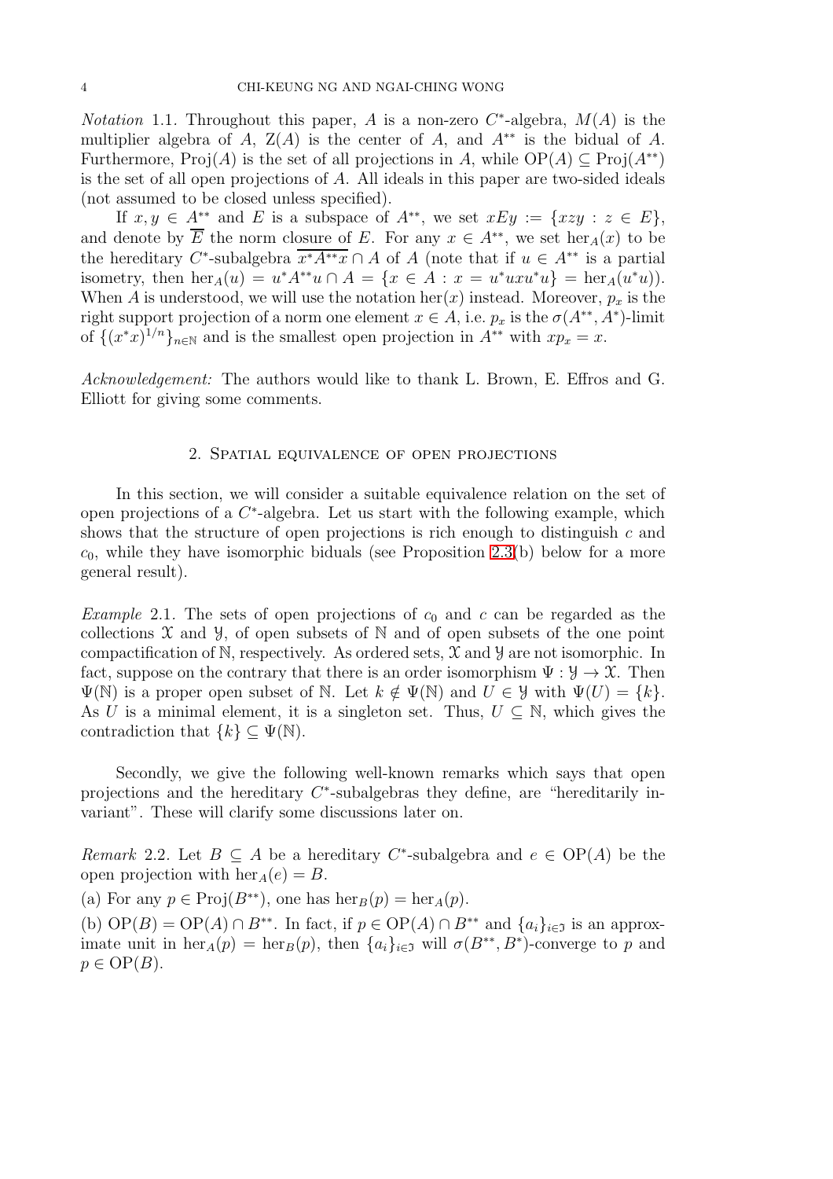*Notation* 1.1. Throughout this paper, $A$ is a non-zero $C^*$-algebra, $M(A)$ is the multiplier algebra of $A$, $\mathrm{Z}(A)$ is the center of $A$, and $A^{**}$ is the bidual of $A$. Furthermore, $\mathrm{Proj}(A)$ is the set of all projections in $A$, while $\mathrm{OP}(A) \subseteq \mathrm{Proj}(A^{**})$ is the set of all open projections of $A$. All ideals in this paper are two-sided ideals (not assumed to be closed unless specified).

If $x, y \in A^{**}$ and $E$ is a subspace of $A^{**}$, we set $xEy := \{xzy : z \in E\}$, and denote by $\overline{E}$ the norm closure of $E$. For any $x \in A^{**}$, we set $\mathrm{her}_A(x)$ to be the hereditary $C^*$-subalgebra $\overline{x^*A^{**}x} \cap A$ of $A$ (note that if $u \in A^{**}$ is a partial isometry, then $\mathrm{her}_A(u) = u^*A^{**}u \cap A = \{x \in A : x = u^*uxu^*u\} = \mathrm{her}_A(u^*u)$). When $A$ is understood, we will use the notation $\mathrm{her}(x)$ instead. Moreover, $p_x$ is the right support projection of a norm one element $x \in A$, i.e. $p_x$ is the $\sigma(A^{**}, A^*)$-limit of $\{(x^*x)^{1/n}\}_{n\in\mathbb{N}}$ and is the smallest open projection in $A^{**}$ with $xp_x = x$.

*Acknowledgement:* The authors would like to thank L. Brown, E. Effros and G. Elliott for giving some comments.

## 2. Spatial equivalence of open projections

In this section, we will consider a suitable equivalence relation on the set of open projections of a $C^*$-algebra. Let us start with the following example, which shows that the structure of open projections is rich enough to distinguish $c$ and $c_0$, while they have isomorphic biduals (see Proposition 2.3(b) below for a more general result).

*Example* 2.1. The sets of open projections of $c_0$ and $c$ can be regarded as the collections $\mathfrak{X}$ and $\mathfrak{Y}$, of open subsets of $\mathbb{N}$ and of open subsets of the one point compactification of $\mathbb{N}$, respectively. As ordered sets, $\mathfrak{X}$ and $\mathfrak{Y}$ are not isomorphic. In fact, suppose on the contrary that there is an order isomorphism $\Psi : \mathfrak{Y} \to \mathfrak{X}$. Then $\Psi(\mathbb{N})$ is a proper open subset of $\mathbb{N}$. Let $k \notin \Psi(\mathbb{N})$ and $U \in \mathfrak{Y}$ with $\Psi(U) = \{k\}$. As $U$ is a minimal element, it is a singleton set. Thus, $U \subseteq \mathbb{N}$, which gives the contradiction that $\{k\} \subseteq \Psi(\mathbb{N})$.

Secondly, we give the following well-known remarks which says that open projections and the hereditary $C^*$-subalgebras they define, are "hereditarily invariant". These will clarify some discussions later on.

*Remark* 2.2. Let $B \subseteq A$ be a hereditary $C^*$-subalgebra and $e \in \mathrm{OP}(A)$ be the open projection with $\mathrm{her}_A(e) = B$.

(a) For any $p \in \mathrm{Proj}(B^{**})$, one has $\mathrm{her}_B(p) = \mathrm{her}_A(p)$.

(b) $\mathrm{OP}(B) = \mathrm{OP}(A) \cap B^{**}$. In fact, if $p \in \mathrm{OP}(A) \cap B^{**}$ and $\{a_i\}_{i\in\mathfrak{I}}$ is an approximate unit in $\mathrm{her}_A(p) = \mathrm{her}_B(p)$, then $\{a_i\}_{i\in\mathfrak{I}}$ will $\sigma(B^{**}, B^*)$-converge to $p$ and $p \in \mathrm{OP}(B)$.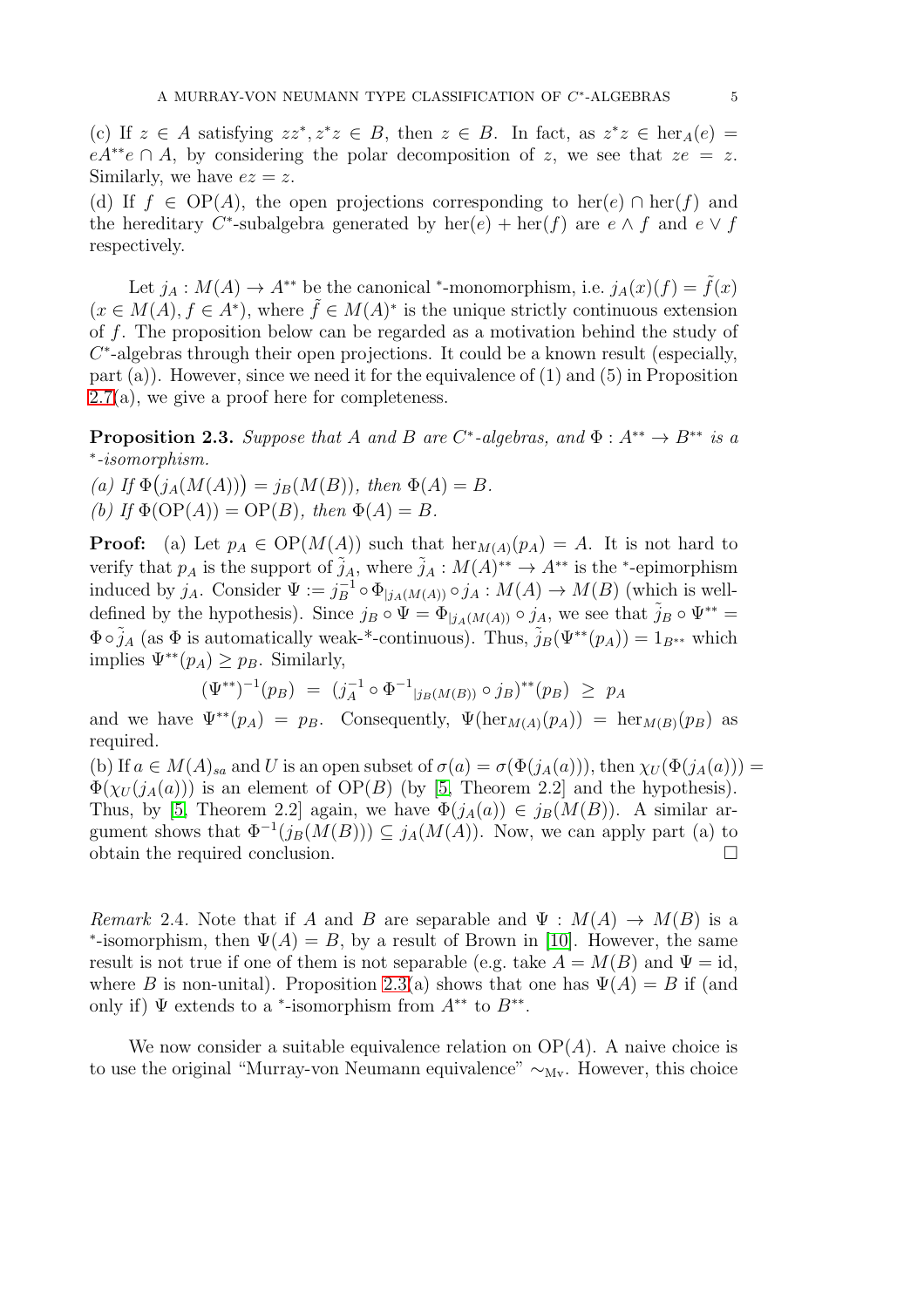(c) If $z \in A$ satisfying $zz^*, z^*z \in B$, then $z \in B$. In fact, as $z^*z \in \mathrm{her}_A(e) = eA^{**}e \cap A$, by considering the polar decomposition of $z$, we see that $ze = z$. Similarly, we have $ez = z$.

(d) If $f \in \mathrm{OP}(A)$, the open projections corresponding to $\mathrm{her}(e) \cap \mathrm{her}(f)$ and the hereditary $C^*$-subalgebra generated by $\mathrm{her}(e) + \mathrm{her}(f)$ are $e \wedge f$ and $e \vee f$ respectively.

Let $j_A : M(A) \to A^{**}$ be the canonical $^*$-monomorphism, i.e. $j_A(x)(f) = \tilde{f}(x)$ ($x \in M(A), f \in A^*$), where $\tilde{f} \in M(A)^*$ is the unique strictly continuous extension of $f$. The proposition below can be regarded as a motivation behind the study of $C^*$-algebras through their open projections. It could be a known result (especially, part (a)). However, since we need it for the equivalence of (1) and (5) in Proposition 2.7(a), we give a proof here for completeness.

**Proposition 2.3.** *Suppose that $A$ and $B$ are $C^*$-algebras, and $\Phi : A^{**} \to B^{**}$ is a $^*$-isomorphism.*

*(a) If $\Phi\big(j_A(M(A))\big) = j_B(M(B))$, then $\Phi(A) = B$.*

*(b) If $\Phi(\mathrm{OP}(A)) = \mathrm{OP}(B)$, then $\Phi(A) = B$.*

**Proof:** (a) Let $p_A \in \mathrm{OP}(M(A))$ such that $\mathrm{her}_{M(A)}(p_A) = A$. It is not hard to verify that $p_A$ is the support of $\tilde{j}_A$, where $\tilde{j}_A : M(A)^{**} \to A^{**}$ is the $^*$-epimorphism induced by $j_A$. Consider $\Psi := j_B^{-1} \circ \Phi_{|j_A(M(A))} \circ j_A : M(A) \to M(B)$ (which is well-defined by the hypothesis). Since $j_B \circ \Psi = \Phi_{|j_A(M(A))} \circ j_A$, we see that $\tilde{j}_B \circ \Psi^{**} = \Phi \circ \tilde{j}_A$ (as $\Phi$ is automatically weak-*-continuous). Thus, $\tilde{j}_B(\Psi^{**}(p_A)) = 1_{B^{**}}$ which implies $\Psi^{**}(p_A) \geq p_B$. Similarly,

$$(\Psi^{**})^{-1}(p_B) \;=\; (j_A^{-1} \circ \Phi^{-1}{}_{|j_B(M(B))} \circ j_B)^{**}(p_B) \;\geq\; p_A$$

and we have $\Psi^{**}(p_A) = p_B$. Consequently, $\Psi(\mathrm{her}_{M(A)}(p_A)) = \mathrm{her}_{M(B)}(p_B)$ as required.

(b) If $a \in M(A)_{sa}$ and $U$ is an open subset of $\sigma(a) = \sigma(\Phi(j_A(a)))$, then $\chi_U(\Phi(j_A(a))) = \Phi(\chi_U(j_A(a)))$ is an element of $\mathrm{OP}(B)$ (by [5, Theorem 2.2] and the hypothesis). Thus, by [5, Theorem 2.2] again, we have $\Phi(j_A(a)) \in j_B(M(B))$. A similar argument shows that $\Phi^{-1}(j_B(M(B))) \subseteq j_A(M(A))$. Now, we can apply part (a) to obtain the required conclusion. $\square$

*Remark* 2.4. Note that if $A$ and $B$ are separable and $\Psi : M(A) \to M(B)$ is a $^*$-isomorphism, then $\Psi(A) = B$, by a result of Brown in [10]. However, the same result is not true if one of them is not separable (e.g. take $A = M(B)$ and $\Psi = \mathrm{id}$, where $B$ is non-unital). Proposition 2.3(a) shows that one has $\Psi(A) = B$ if (and only if) $\Psi$ extends to a $^*$-isomorphism from $A^{**}$ to $B^{**}$.

We now consider a suitable equivalence relation on $\mathrm{OP}(A)$. A naive choice is to use the original "Murray-von Neumann equivalence" $\sim_{\mathrm{Mv}}$. However, this choice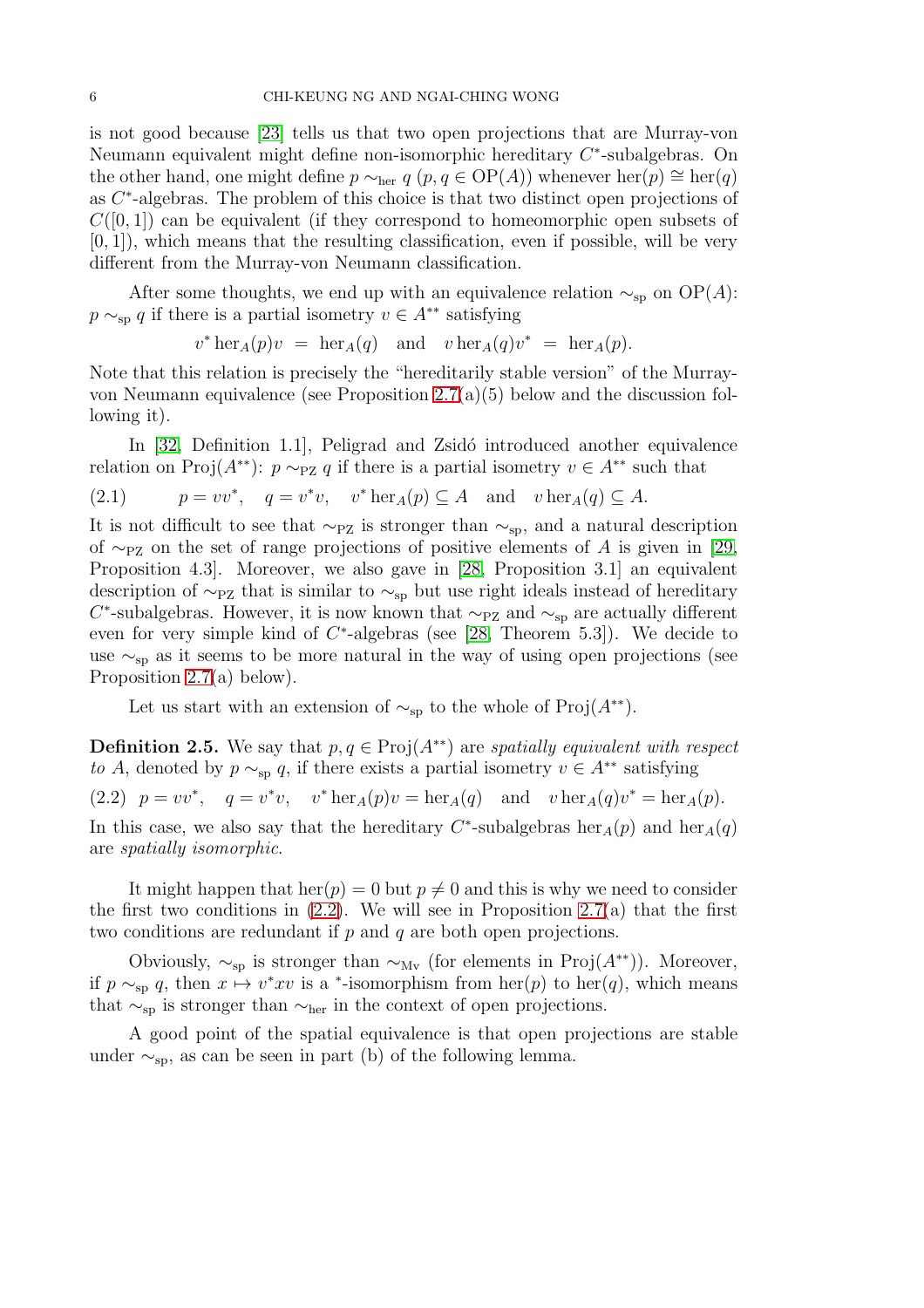is not good because [23] tells us that two open projections that are Murray-von Neumann equivalent might define non-isomorphic hereditary $C^*$-subalgebras. On the other hand, one might define $p \sim_{\rm her} q$ ($p, q \in {\rm OP}(A)$) whenever ${\rm her}(p) \cong {\rm her}(q)$ as $C^*$-algebras. The problem of this choice is that two distinct open projections of $C([0,1])$ can be equivalent (if they correspond to homeomorphic open subsets of $[0,1]$), which means that the resulting classification, even if possible, will be very different from the Murray-von Neumann classification.

After some thoughts, we end up with an equivalence relation $\sim_{\rm sp}$ on ${\rm OP}(A)$: $p \sim_{\rm sp} q$ if there is a partial isometry $v \in A^{**}$ satisfying

$$v^* \,{\rm her}_A(p) v \;=\; {\rm her}_A(q) \quad \text{and} \quad v \,{\rm her}_A(q) v^* \;=\; {\rm her}_A(p).$$

Note that this relation is precisely the "hereditarily stable version" of the Murray-von Neumann equivalence (see Proposition 2.7(a)(5) below and the discussion following it).

In [32, Definition 1.1], Peligrad and Zsidó introduced another equivalence relation on ${\rm Proj}(A^{**})$: $p \sim_{\rm PZ} q$ if there is a partial isometry $v \in A^{**}$ such that

$$p = vv^*, \quad q = v^*v, \quad v^* \,{\rm her}_A(p) \subseteq A \quad \text{and} \quad v \,{\rm her}_A(q) \subseteq A. \tag{2.1}$$

It is not difficult to see that $\sim_{\rm PZ}$ is stronger than $\sim_{\rm sp}$, and a natural description of $\sim_{\rm PZ}$ on the set of range projections of positive elements of $A$ is given in [29, Proposition 4.3]. Moreover, we also gave in [28, Proposition 3.1] an equivalent description of $\sim_{\rm PZ}$ that is similar to $\sim_{\rm sp}$ but use right ideals instead of hereditary $C^*$-subalgebras. However, it is now known that $\sim_{\rm PZ}$ and $\sim_{\rm sp}$ are actually different even for very simple kind of $C^*$-algebras (see [28, Theorem 5.3]). We decide to use $\sim_{\rm sp}$ as it seems to be more natural in the way of using open projections (see Proposition 2.7(a) below).

Let us start with an extension of $\sim_{\rm sp}$ to the whole of ${\rm Proj}(A^{**})$.

**Definition 2.5.** We say that $p, q \in {\rm Proj}(A^{**})$ are *spatially equivalent with respect to* $A$, denoted by $p \sim_{\rm sp} q$, if there exists a partial isometry $v \in A^{**}$ satisfying

$$p = vv^*, \quad q = v^*v, \quad v^* \,{\rm her}_A(p) v = {\rm her}_A(q) \quad \text{and} \quad v \,{\rm her}_A(q) v^* = {\rm her}_A(p). \tag{2.2}$$

In this case, we also say that the hereditary $C^*$-subalgebras ${\rm her}_A(p)$ and ${\rm her}_A(q)$ are *spatially isomorphic*.

It might happen that ${\rm her}(p) = 0$ but $p \neq 0$ and this is why we need to consider the first two conditions in (2.2). We will see in Proposition 2.7(a) that the first two conditions are redundant if $p$ and $q$ are both open projections.

Obviously, $\sim_{\rm sp}$ is stronger than $\sim_{\rm Mv}$ (for elements in ${\rm Proj}(A^{**})$). Moreover, if $p \sim_{\rm sp} q$, then $x \mapsto v^*xv$ is a $^*$-isomorphism from ${\rm her}(p)$ to ${\rm her}(q)$, which means that $\sim_{\rm sp}$ is stronger than $\sim_{\rm her}$ in the context of open projections.

A good point of the spatial equivalence is that open projections are stable under $\sim_{\rm sp}$, as can be seen in part (b) of the following lemma.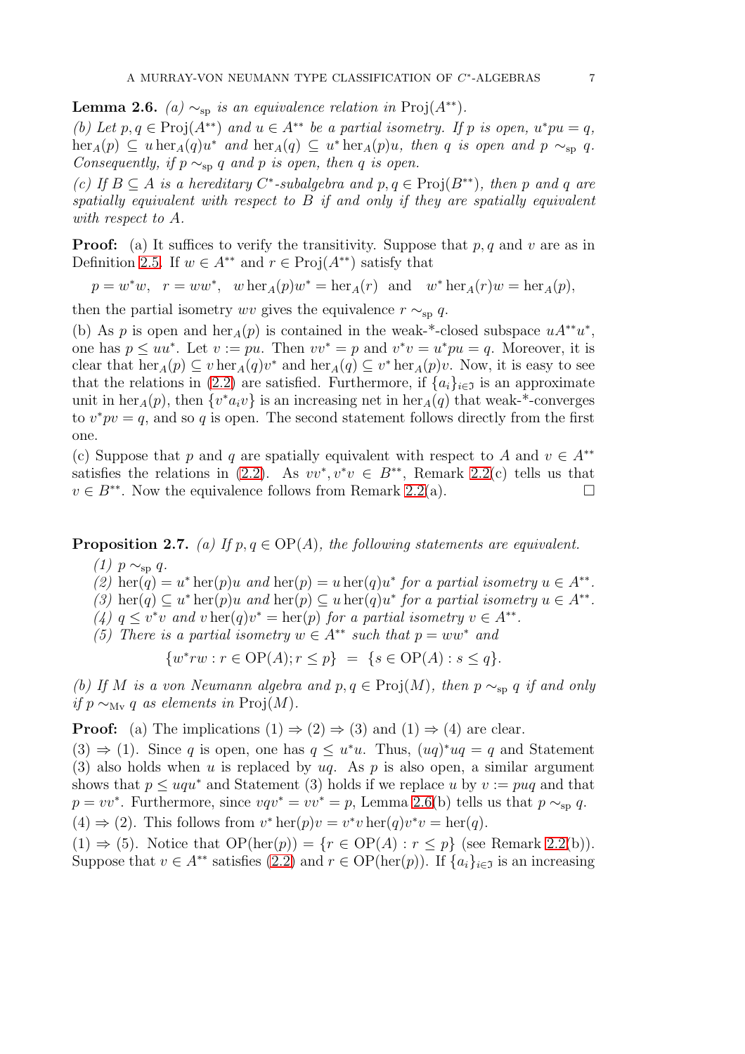**Lemma 2.6.** *(a) $\sim_{\rm sp}$ is an equivalence relation in $\mathrm{Proj}(A^{**})$.*

*(b) Let $p, q \in \mathrm{Proj}(A^{**})$ and $u \in A^{**}$ be a partial isometry. If $p$ is open, $u^*pu = q$, $\mathrm{her}_A(p) \subseteq u\,\mathrm{her}_A(q)u^*$ and $\mathrm{her}_A(q) \subseteq u^*\,\mathrm{her}_A(p)u$, then $q$ is open and $p \sim_{\rm sp} q$. Consequently, if $p \sim_{\rm sp} q$ and $p$ is open, then $q$ is open.*

*(c) If $B \subseteq A$ is a hereditary $C^*$-subalgebra and $p, q \in \mathrm{Proj}(B^{**})$, then $p$ and $q$ are spatially equivalent with respect to $B$ if and only if they are spatially equivalent with respect to $A$.*

**Proof:** (a) It suffices to verify the transitivity. Suppose that $p, q$ and $v$ are as in Definition 2.5. If $w \in A^{**}$ and $r \in \mathrm{Proj}(A^{**})$ satisfy that

$$p = w^*w, \quad r = ww^*, \quad w\,\mathrm{her}_A(p)w^* = \mathrm{her}_A(r) \quad \text{and} \quad w^*\,\mathrm{her}_A(r)w = \mathrm{her}_A(p),$$

then the partial isometry $wv$ gives the equivalence $r \sim_{\rm sp} q$.

(b) As $p$ is open and $\mathrm{her}_A(p)$ is contained in the weak-\*-closed subspace $uA^{**}u^*$, one has $p \leq uu^*$. Let $v := pu$. Then $vv^* = p$ and $v^*v = u^*pu = q$. Moreover, it is clear that $\mathrm{her}_A(p) \subseteq v\,\mathrm{her}_A(q)v^*$ and $\mathrm{her}_A(q) \subseteq v^*\,\mathrm{her}_A(p)v$. Now, it is easy to see that the relations in (2.2) are satisfied. Furthermore, if $\{a_i\}_{i\in\mathfrak{I}}$ is an approximate unit in $\mathrm{her}_A(p)$, then $\{v^*a_iv\}$ is an increasing net in $\mathrm{her}_A(q)$ that weak-\*-converges to $v^*pv = q$, and so $q$ is open. The second statement follows directly from the first one.

(c) Suppose that $p$ and $q$ are spatially equivalent with respect to $A$ and $v \in A^{**}$ satisfies the relations in (2.2). As $vv^*, v^*v \in B^{**}$, Remark 2.2(c) tells us that $v \in B^{**}$. Now the equivalence follows from Remark 2.2(a). □

**Proposition 2.7.** *(a) If $p, q \in \mathrm{OP}(A)$, the following statements are equivalent.*

*(1) $p \sim_{\rm sp} q$.*

*(2) $\mathrm{her}(q) = u^*\,\mathrm{her}(p)u$ and $\mathrm{her}(p) = u\,\mathrm{her}(q)u^*$ for a partial isometry $u \in A^{**}$.*

*(3) $\mathrm{her}(q) \subseteq u^*\,\mathrm{her}(p)u$ and $\mathrm{her}(p) \subseteq u\,\mathrm{her}(q)u^*$ for a partial isometry $u \in A^{**}$.*

*(4) $q \leq v^*v$ and $v\,\mathrm{her}(q)v^* = \mathrm{her}(p)$ for a partial isometry $v \in A^{**}$.*

*(5) There is a partial isometry $w \in A^{**}$ such that $p = ww^*$ and*

$$\{w^*rw : r \in \mathrm{OP}(A); r \leq p\} \;=\; \{s \in \mathrm{OP}(A) : s \leq q\}.$$

*(b) If $M$ is a von Neumann algebra and $p, q \in \mathrm{Proj}(M)$, then $p \sim_{\rm sp} q$ if and only if $p \sim_{\rm Mv} q$ as elements in $\mathrm{Proj}(M)$.*

**Proof:** (a) The implications (1) ⇒ (2) ⇒ (3) and (1) ⇒ (4) are clear.

(3) ⇒ (1). Since $q$ is open, one has $q \leq u^*u$. Thus, $(uq)^*uq = q$ and Statement (3) also holds when $u$ is replaced by $uq$. As $p$ is also open, a similar argument shows that $p \leq uqu^*$ and Statement (3) holds if we replace $u$ by $v := puq$ and that $p = vv^*$. Furthermore, since $vqv^* = vv^* = p$, Lemma 2.6(b) tells us that $p \sim_{\rm sp} q$.

(4) ⇒ (2). This follows from $v^*\,\mathrm{her}(p)v = v^*v\,\mathrm{her}(q)v^*v = \mathrm{her}(q)$.

(1) ⇒ (5). Notice that $\mathrm{OP}(\mathrm{her}(p)) = \{r \in \mathrm{OP}(A) : r \leq p\}$ (see Remark 2.2(b)). Suppose that $v \in A^{**}$ satisfies (2.2) and $r \in \mathrm{OP}(\mathrm{her}(p))$. If $\{a_i\}_{i\in\mathfrak{I}}$ is an increasing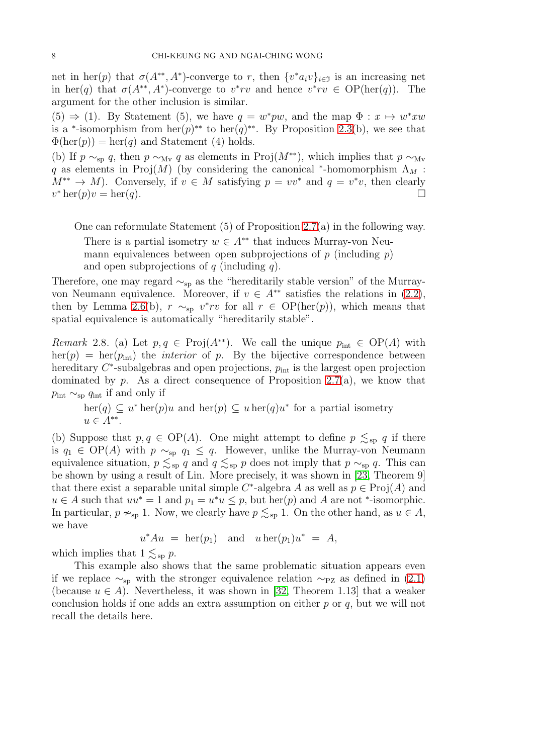net in $\mathrm{her}(p)$ that $\sigma(A^{**}, A^*)$-converge to $r$, then $\{v^*a_iv\}_{i\in\mathfrak{I}}$ is an increasing net in $\mathrm{her}(q)$ that $\sigma(A^{**}, A^*)$-converge to $v^*rv$ and hence $v^*rv \in \mathrm{OP}(\mathrm{her}(q))$. The argument for the other inclusion is similar.

(5) $\Rightarrow$ (1). By Statement (5), we have $q = w^*pw$, and the map $\Phi : x \mapsto w^*xw$ is a $^*$-isomorphism from $\mathrm{her}(p)^{**}$ to $\mathrm{her}(q)^{**}$. By Proposition 2.3(b), we see that $\Phi(\mathrm{her}(p)) = \mathrm{her}(q)$ and Statement (4) holds.

(b) If $p \sim_{\mathrm{sp}} q$, then $p \sim_{\mathrm{Mv}} q$ as elements in $\mathrm{Proj}(M^{**})$, which implies that $p \sim_{\mathrm{Mv}} q$ as elements in $\mathrm{Proj}(M)$ (by considering the canonical $^*$-homomorphism $\Lambda_M : M^{**} \to M$). Conversely, if $v \in M$ satisfying $p = vv^*$ and $q = v^*v$, then clearly $v^*\,\mathrm{her}(p)v = \mathrm{her}(q)$. □

One can reformulate Statement (5) of Proposition 2.7(a) in the following way.

> There is a partial isometry $w \in A^{**}$ that induces Murray-von Neumann equivalences between open subprojections of $p$ (including $p$) and open subprojections of $q$ (including $q$).

Therefore, one may regard $\sim_{\mathrm{sp}}$ as the "hereditarily stable version" of the Murray-von Neumann equivalence. Moreover, if $v \in A^{**}$ satisfies the relations in (2.2), then by Lemma 2.6(b), $r \sim_{\mathrm{sp}} v^*rv$ for all $r \in \mathrm{OP}(\mathrm{her}(p))$, which means that spatial equivalence is automatically "hereditarily stable".

*Remark* 2.8. (a) Let $p, q \in \mathrm{Proj}(A^{**})$. We call the unique $p_{\mathrm{int}} \in \mathrm{OP}(A)$ with $\mathrm{her}(p) = \mathrm{her}(p_{\mathrm{int}})$ the *interior* of $p$. By the bijective correspondence between hereditary $C^*$-subalgebras and open projections, $p_{\mathrm{int}}$ is the largest open projection dominated by $p$. As a direct consequence of Proposition 2.7(a), we know that $p_{\mathrm{int}} \sim_{\mathrm{sp}} q_{\mathrm{int}}$ if and only if

> $\mathrm{her}(q) \subseteq u^*\,\mathrm{her}(p)u$ and $\mathrm{her}(p) \subseteq u\,\mathrm{her}(q)u^*$ for a partial isometry $u \in A^{**}$.

(b) Suppose that $p, q \in \mathrm{OP}(A)$. One might attempt to define $p \precsim_{\mathrm{sp}} q$ if there is $q_1 \in \mathrm{OP}(A)$ with $p \sim_{\mathrm{sp}} q_1 \leq q$. However, unlike the Murray-von Neumann equivalence situation, $p \precsim_{\mathrm{sp}} q$ and $q \precsim_{\mathrm{sp}} p$ does not imply that $p \sim_{\mathrm{sp}} q$. This can be shown by using a result of Lin. More precisely, it was shown in [23, Theorem 9] that there exist a separable unital simple $C^*$-algebra $A$ as well as $p \in \mathrm{Proj}(A)$ and $u \in A$ such that $uu^* = 1$ and $p_1 = u^*u \leq p$, but $\mathrm{her}(p)$ and $A$ are not $^*$-isomorphic. In particular, $p \nsim_{\mathrm{sp}} 1$. Now, we clearly have $p \precsim_{\mathrm{sp}} 1$. On the other hand, as $u \in A$, we have

$$u^*Au \;=\; \mathrm{her}(p_1) \quad \text{and} \quad u\,\mathrm{her}(p_1)u^* \;=\; A,$$

which implies that $1 \precsim_{\mathrm{sp}} p$.

This example also shows that the same problematic situation appears even if we replace $\sim_{\mathrm{sp}}$ with the stronger equivalence relation $\sim_{\mathrm{PZ}}$ as defined in (2.1) (because $u \in A$). Nevertheless, it was shown in [32, Theorem 1.13] that a weaker conclusion holds if one adds an extra assumption on either $p$ or $q$, but we will not recall the details here.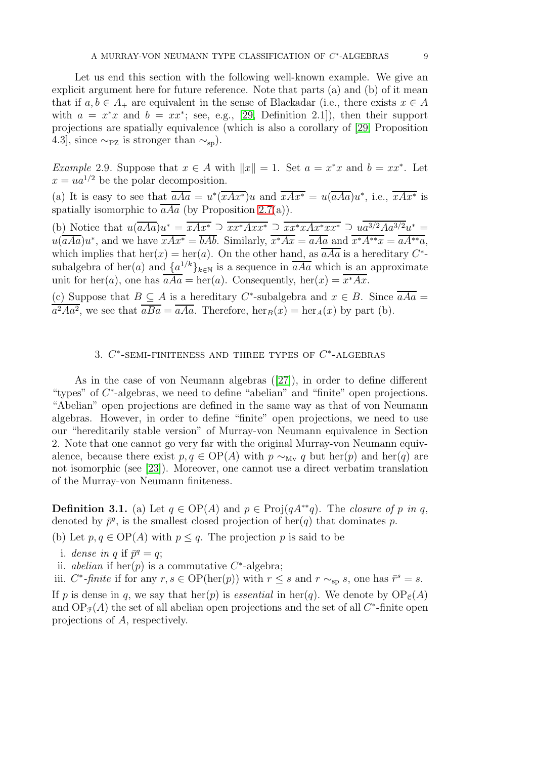Let us end this section with the following well-known example. We give an explicit argument here for future reference. Note that parts (a) and (b) of it mean that if $a, b \in A_+$ are equivalent in the sense of Blackadar (i.e., there exists $x \in A$ with $a = x^*x$ and $b = xx^*$; see, e.g., [29, Definition 2.1]), then their support projections are spatially equivalence (which is also a corollary of [29, Proposition 4.3], since $\sim_{\rm PZ}$ is stronger than $\sim_{\rm sp}$).

*Example* 2.9. Suppose that $x \in A$ with $\|x\| = 1$. Set $a = x^*x$ and $b = xx^*$. Let $x = ua^{1/2}$ be the polar decomposition.

(a) It is easy to see that $\overline{aAa} = u^*(\overline{xAx^*})u$ and $\overline{xAx^*} = u(\overline{aAa})u^*$, i.e., $\overline{xAx^*}$ is spatially isomorphic to $\overline{aAa}$ (by Proposition 2.7(a)).

(b) Notice that $u(\overline{aAa})u^* = \overline{xAx^*} \supseteq \overline{xx^*Axx^*} \supseteq \overline{xx^*xAx^*xx^*} \supseteq \overline{ua^{3/2}Aa^{3/2}u^*} = u(\overline{aAa})u^*$, and we have $\overline{xAx^*} = \overline{bAb}$. Similarly, $\overline{x^*Ax} = \overline{aAa}$ and $\overline{x^*A^{**}x} = \overline{aA^{**}a}$, which implies that $\mathrm{her}(x) = \mathrm{her}(a)$. On the other hand, as $\overline{aAa}$ is a hereditary $C^*$-subalgebra of $\mathrm{her}(a)$ and $\{a^{1/k}\}_{k\in\mathbb{N}}$ is a sequence in $\overline{aAa}$ which is an approximate unit for $\mathrm{her}(a)$, one has $\overline{aAa} = \mathrm{her}(a)$. Consequently, $\mathrm{her}(x) = \overline{x^*Ax}$.

(c) Suppose that $B \subseteq A$ is a hereditary $C^*$-subalgebra and $x \in B$. Since $\overline{aAa} = \overline{a^2Aa^2}$, we see that $\overline{aBa} = \overline{aAa}$. Therefore, $\mathrm{her}_B(x) = \mathrm{her}_A(x)$ by part (b).

## 3. $C^*$-semi-finiteness and three types of $C^*$-algebras

As in the case of von Neumann algebras ([27]), in order to define different "types" of $C^*$-algebras, we need to define "abelian" and "finite" open projections. "Abelian" open projections are defined in the same way as that of von Neumann algebras. However, in order to define "finite" open projections, we need to use our "hereditarily stable version" of Murray-von Neumann equivalence in Section 2. Note that one cannot go very far with the original Murray-von Neumann equivalence, because there exist $p, q \in \mathrm{OP}(A)$ with $p \sim_{\rm Mv} q$ but $\mathrm{her}(p)$ and $\mathrm{her}(q)$ are not isomorphic (see [23]). Moreover, one cannot use a direct verbatim translation of the Murray-von Neumann finiteness.

**Definition 3.1.** (a) Let $q \in \mathrm{OP}(A)$ and $p \in \mathrm{Proj}(qA^{**}q)$. The *closure of $p$ in $q$*, denoted by $\bar{p}^q$, is the smallest closed projection of $\mathrm{her}(q)$ that dominates $p$.

(b) Let $p, q \in \mathrm{OP}(A)$ with $p \leq q$. The projection $p$ is said to be

i. *dense in $q$* if $\bar{p}^q = q$;
ii. *abelian* if $\mathrm{her}(p)$ is a commutative $C^*$-algebra;
iii. *$C^*$-finite* if for any $r, s \in \mathrm{OP}(\mathrm{her}(p))$ with $r \leq s$ and $r \sim_{\rm sp} s$, one has $\bar{r}^s = s$.

If $p$ is dense in $q$, we say that $\mathrm{her}(p)$ is *essential* in $\mathrm{her}(q)$. We denote by $\mathrm{OP}_{\mathcal{C}}(A)$ and $\mathrm{OP}_{\mathcal{F}}(A)$ the set of all abelian open projections and the set of all $C^*$-finite open projections of $A$, respectively.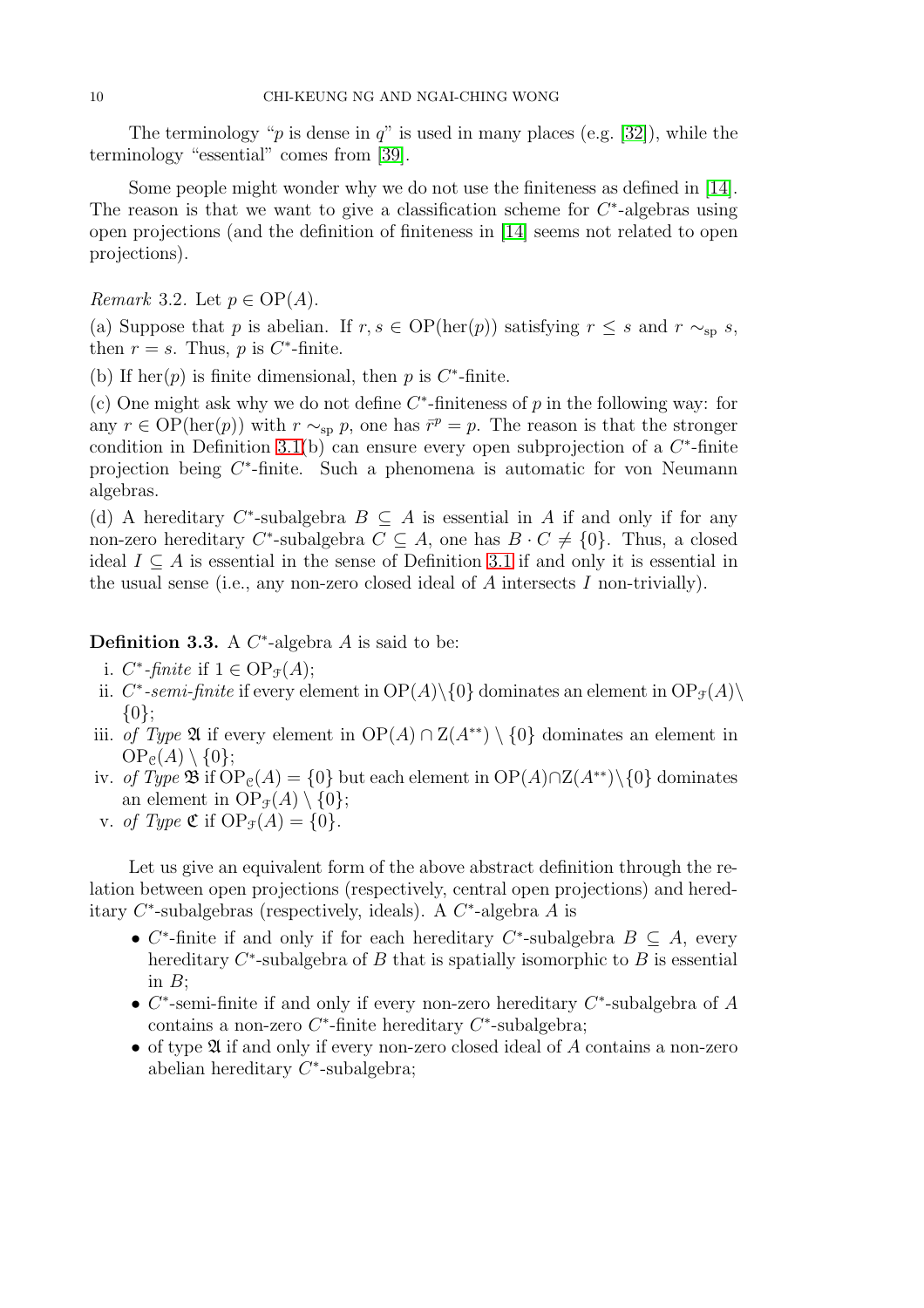The terminology "$p$ is dense in $q$" is used in many places (e.g. [32]), while the terminology "essential" comes from [39].

Some people might wonder why we do not use the finiteness as defined in [14]. The reason is that we want to give a classification scheme for $C^*$-algebras using open projections (and the definition of finiteness in [14] seems not related to open projections).

*Remark* 3.2. Let $p \in \mathrm{OP}(A)$.

(a) Suppose that $p$ is abelian. If $r, s \in \mathrm{OP}(\mathrm{her}(p))$ satisfying $r \leq s$ and $r \sim_{\mathrm{sp}} s$, then $r = s$. Thus, $p$ is $C^*$-finite.

(b) If $\mathrm{her}(p)$ is finite dimensional, then $p$ is $C^*$-finite.

(c) One might ask why we do not define $C^*$-finiteness of $p$ in the following way: for any $r \in \mathrm{OP}(\mathrm{her}(p))$ with $r \sim_{\mathrm{sp}} p$, one has $\bar{r}^p = p$. The reason is that the stronger condition in Definition 3.1(b) can ensure every open subprojection of a $C^*$-finite projection being $C^*$-finite. Such a phenomena is automatic for von Neumann algebras.

(d) A hereditary $C^*$-subalgebra $B \subseteq A$ is essential in $A$ if and only if for any non-zero hereditary $C^*$-subalgebra $C \subseteq A$, one has $B \cdot C \neq \{0\}$. Thus, a closed ideal $I \subseteq A$ is essential in the sense of Definition 3.1 if and only it is essential in the usual sense (i.e., any non-zero closed ideal of $A$ intersects $I$ non-trivially).

**Definition 3.3.** A $C^*$-algebra $A$ is said to be:

i. *$C^*$-finite* if $1 \in \mathrm{OP}_{\mathfrak{F}}(A)$;
ii. *$C^*$-semi-finite* if every element in $\mathrm{OP}(A)\setminus\{0\}$ dominates an element in $\mathrm{OP}_{\mathfrak{F}}(A)\setminus\{0\}$;
iii. *of Type* $\mathfrak{A}$ if every element in $\mathrm{OP}(A) \cap \mathrm{Z}(A^{**}) \setminus \{0\}$ dominates an element in $\mathrm{OP}_{\mathfrak{C}}(A) \setminus \{0\}$;
iv. *of Type* $\mathfrak{B}$ if $\mathrm{OP}_{\mathfrak{C}}(A) = \{0\}$ but each element in $\mathrm{OP}(A)\cap\mathrm{Z}(A^{**})\setminus\{0\}$ dominates an element in $\mathrm{OP}_{\mathfrak{F}}(A) \setminus \{0\}$;
v. *of Type* $\mathfrak{C}$ if $\mathrm{OP}_{\mathfrak{F}}(A) = \{0\}$.

Let us give an equivalent form of the above abstract definition through the relation between open projections (respectively, central open projections) and hereditary $C^*$-subalgebras (respectively, ideals). A $C^*$-algebra $A$ is

- $C^*$-finite if and only if for each hereditary $C^*$-subalgebra $B \subseteq A$, every hereditary $C^*$-subalgebra of $B$ that is spatially isomorphic to $B$ is essential in $B$;
- $C^*$-semi-finite if and only if every non-zero hereditary $C^*$-subalgebra of $A$ contains a non-zero $C^*$-finite hereditary $C^*$-subalgebra;
- of type $\mathfrak{A}$ if and only if every non-zero closed ideal of $A$ contains a non-zero abelian hereditary $C^*$-subalgebra;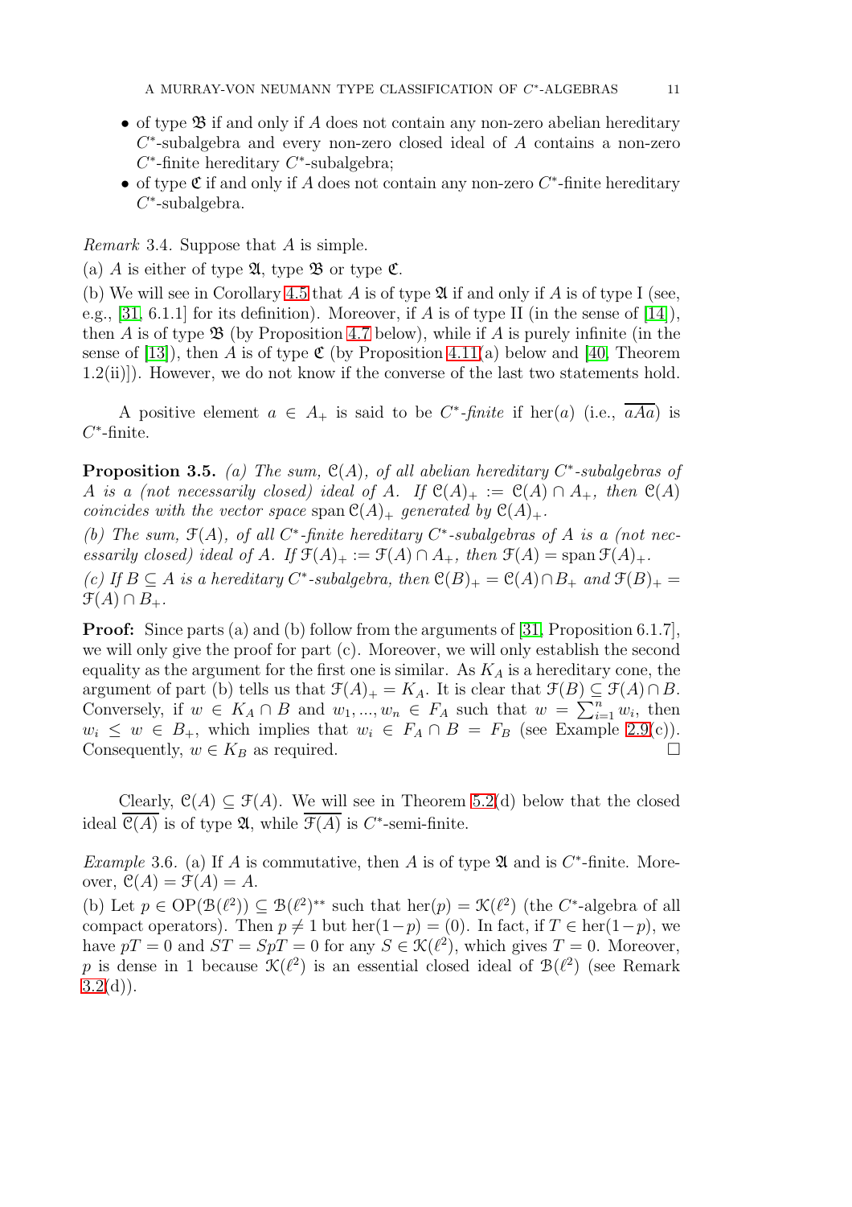- of type $\mathfrak{B}$ if and only if $A$ does not contain any non-zero abelian hereditary $C^*$-subalgebra and every non-zero closed ideal of $A$ contains a non-zero $C^*$-finite hereditary $C^*$-subalgebra;
- of type $\mathfrak{C}$ if and only if $A$ does not contain any non-zero $C^*$-finite hereditary $C^*$-subalgebra.

*Remark* 3.4. Suppose that $A$ is simple.

(a) $A$ is either of type $\mathfrak{A}$, type $\mathfrak{B}$ or type $\mathfrak{C}$.

(b) We will see in Corollary 4.5 that $A$ is of type $\mathfrak{A}$ if and only if $A$ is of type I (see, e.g., [31, 6.1.1] for its definition). Moreover, if $A$ is of type II (in the sense of [14]), then $A$ is of type $\mathfrak{B}$ (by Proposition 4.7 below), while if $A$ is purely infinite (in the sense of [13]), then $A$ is of type $\mathfrak{C}$ (by Proposition 4.11(a) below and [40, Theorem 1.2(ii)]). However, we do not know if the converse of the last two statements hold.

A positive element $a \in A_+$ is said to be *$C^*$-finite* if $\mathrm{her}(a)$ (i.e., $\overline{aAa}$) is $C^*$-finite.

**Proposition 3.5.** *(a) The sum, $\mathcal{C}(A)$, of all abelian hereditary $C^*$-subalgebras of $A$ is a (not necessarily closed) ideal of $A$. If $\mathcal{C}(A)_+ := \mathcal{C}(A) \cap A_+$, then $\mathcal{C}(A)$ coincides with the vector space $\mathrm{span}\, \mathcal{C}(A)_+$ generated by $\mathcal{C}(A)_+$.*

*(b) The sum, $\mathcal{F}(A)$, of all $C^*$-finite hereditary $C^*$-subalgebras of $A$ is a (not necessarily closed) ideal of $A$. If $\mathcal{F}(A)_+ := \mathcal{F}(A) \cap A_+$, then $\mathcal{F}(A) = \mathrm{span}\, \mathcal{F}(A)_+$.*

*(c) If $B \subseteq A$ is a hereditary $C^*$-subalgebra, then $\mathcal{C}(B)_+ = \mathcal{C}(A) \cap B_+$ and $\mathcal{F}(B)_+ = \mathcal{F}(A) \cap B_+$.*

**Proof:** Since parts (a) and (b) follow from the arguments of [31, Proposition 6.1.7], we will only give the proof for part (c). Moreover, we will only establish the second equality as the argument for the first one is similar. As $K_A$ is a hereditary cone, the argument of part (b) tells us that $\mathcal{F}(A)_+ = K_A$. It is clear that $\mathcal{F}(B) \subseteq \mathcal{F}(A) \cap B$. Conversely, if $w \in K_A \cap B$ and $w_1, ..., w_n \in F_A$ such that $w = \sum_{i=1}^n w_i$, then $w_i \leq w \in B_+$, which implies that $w_i \in F_A \cap B = F_B$ (see Example 2.9(c)). Consequently, $w \in K_B$ as required. $\square$

Clearly, $\mathcal{C}(A) \subseteq \mathcal{F}(A)$. We will see in Theorem 5.2(d) below that the closed ideal $\overline{\mathcal{C}(A)}$ is of type $\mathfrak{A}$, while $\overline{\mathcal{F}(A)}$ is $C^*$-semi-finite.

*Example* 3.6. (a) If $A$ is commutative, then $A$ is of type $\mathfrak{A}$ and is $C^*$-finite. Moreover, $\mathcal{C}(A) = \mathcal{F}(A) = A$.

(b) Let $p \in \mathrm{OP}(\mathcal{B}(\ell^2)) \subseteq \mathcal{B}(\ell^2)^{**}$ such that $\mathrm{her}(p) = \mathcal{K}(\ell^2)$ (the $C^*$-algebra of all compact operators). Then $p \neq 1$ but $\mathrm{her}(1-p) = (0)$. In fact, if $T \in \mathrm{her}(1-p)$, we have $pT = 0$ and $ST = SpT = 0$ for any $S \in \mathcal{K}(\ell^2)$, which gives $T = 0$. Moreover, $p$ is dense in 1 because $\mathcal{K}(\ell^2)$ is an essential closed ideal of $\mathcal{B}(\ell^2)$ (see Remark 3.2(d)).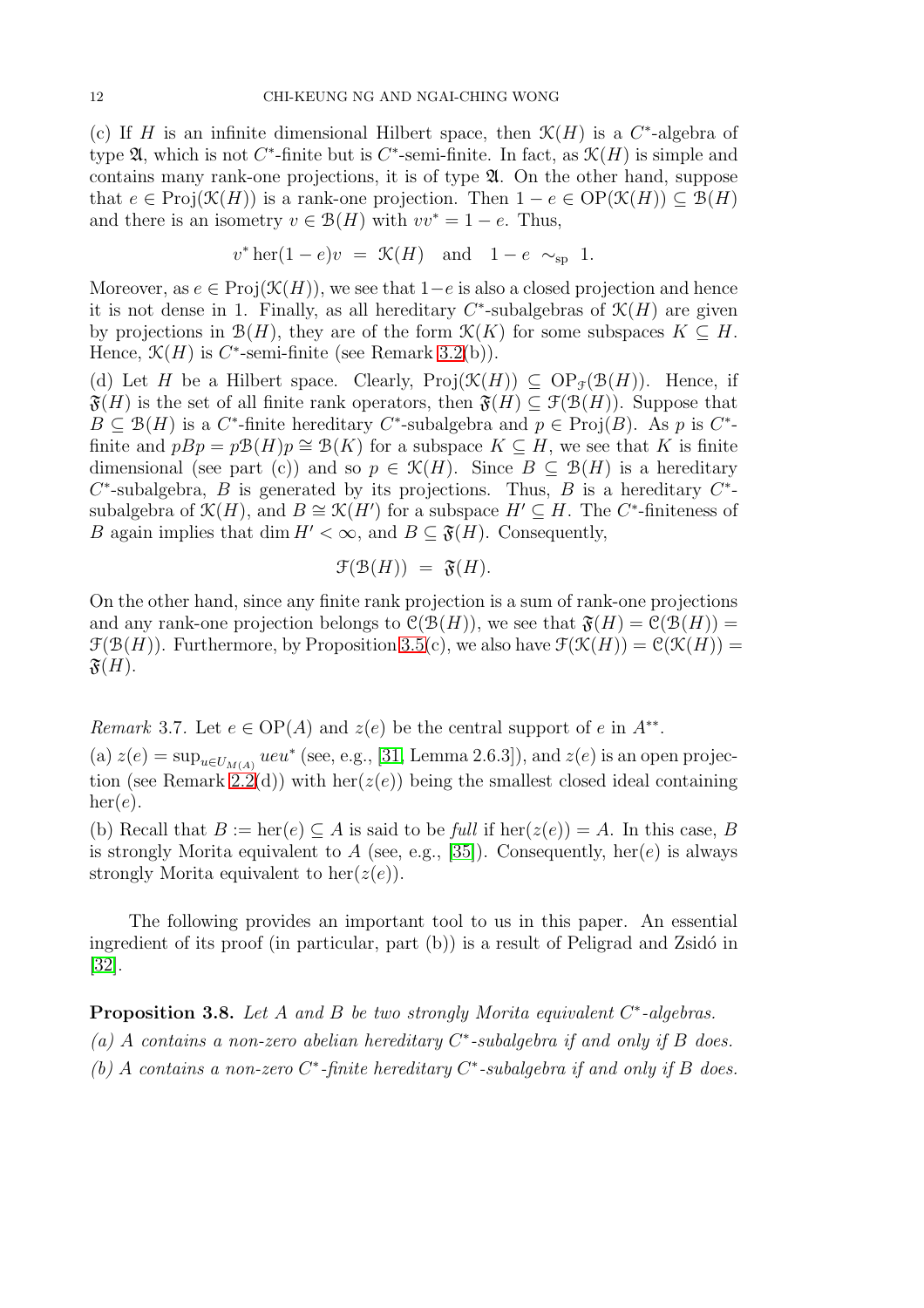(c) If $H$ is an infinite dimensional Hilbert space, then $\mathcal{K}(H)$ is a $C^*$-algebra of type $\mathfrak{A}$, which is not $C^*$-finite but is $C^*$-semi-finite. In fact, as $\mathcal{K}(H)$ is simple and contains many rank-one projections, it is of type $\mathfrak{A}$. On the other hand, suppose that $e \in \mathrm{Proj}(\mathcal{K}(H))$ is a rank-one projection. Then $1 - e \in \mathrm{OP}(\mathcal{K}(H)) \subseteq \mathcal{B}(H)$ and there is an isometry $v \in \mathcal{B}(H)$ with $vv^* = 1 - e$. Thus,

$$v^* \operatorname{her}(1-e) v \;=\; \mathcal{K}(H) \quad \text{and} \quad 1-e \;\sim_{\mathrm{sp}}\; 1.$$

Moreover, as $e \in \mathrm{Proj}(\mathcal{K}(H))$, we see that $1-e$ is also a closed projection and hence it is not dense in 1. Finally, as all hereditary $C^*$-subalgebras of $\mathcal{K}(H)$ are given by projections in $\mathcal{B}(H)$, they are of the form $\mathcal{K}(K)$ for some subspaces $K \subseteq H$. Hence, $\mathcal{K}(H)$ is $C^*$-semi-finite (see Remark 3.2(b)).

(d) Let $H$ be a Hilbert space. Clearly, $\mathrm{Proj}(\mathcal{K}(H)) \subseteq \mathrm{OP}_{\mathcal{F}}(\mathcal{B}(H))$. Hence, if $\mathfrak{F}(H)$ is the set of all finite rank operators, then $\mathfrak{F}(H) \subseteq \mathcal{F}(\mathcal{B}(H))$. Suppose that $B \subseteq \mathcal{B}(H)$ is a $C^*$-finite hereditary $C^*$-subalgebra and $p \in \mathrm{Proj}(B)$. As $p$ is $C^*$-finite and $pBp = p\mathcal{B}(H)p \cong \mathcal{B}(K)$ for a subspace $K \subseteq H$, we see that $K$ is finite dimensional (see part (c)) and so $p \in \mathcal{K}(H)$. Since $B \subseteq \mathcal{B}(H)$ is a hereditary $C^*$-subalgebra, $B$ is generated by its projections. Thus, $B$ is a hereditary $C^*$-subalgebra of $\mathcal{K}(H)$, and $B \cong \mathcal{K}(H')$ for a subspace $H' \subseteq H$. The $C^*$-finiteness of $B$ again implies that $\dim H' < \infty$, and $B \subseteq \mathfrak{F}(H)$. Consequently,

$$\mathcal{F}(\mathcal{B}(H)) \;=\; \mathfrak{F}(H).$$

On the other hand, since any finite rank projection is a sum of rank-one projections and any rank-one projection belongs to $\mathcal{C}(\mathcal{B}(H))$, we see that $\mathfrak{F}(H) = \mathcal{C}(\mathcal{B}(H)) = \mathcal{F}(\mathcal{B}(H))$. Furthermore, by Proposition 3.5(c), we also have $\mathcal{F}(\mathcal{K}(H)) = \mathcal{C}(\mathcal{K}(H)) = \mathfrak{F}(H)$.

*Remark* 3.7. Let $e \in \mathrm{OP}(A)$ and $z(e)$ be the central support of $e$ in $A^{**}$.

(a) $z(e) = \sup_{u \in U_{M(A)}} ueu^*$ (see, e.g., [31, Lemma 2.6.3]), and $z(e)$ is an open projection (see Remark 2.2(d)) with $\operatorname{her}(z(e))$ being the smallest closed ideal containing $\operatorname{her}(e)$.

(b) Recall that $B := \operatorname{her}(e) \subseteq A$ is said to be *full* if $\operatorname{her}(z(e)) = A$. In this case, $B$ is strongly Morita equivalent to $A$ (see, e.g., [35]). Consequently, $\operatorname{her}(e)$ is always strongly Morita equivalent to $\operatorname{her}(z(e))$.

The following provides an important tool to us in this paper. An essential ingredient of its proof (in particular, part (b)) is a result of Peligrad and Zsidó in [32].

**Proposition 3.8.** *Let $A$ and $B$ be two strongly Morita equivalent $C^*$-algebras.*

*(a) $A$ contains a non-zero abelian hereditary $C^*$-subalgebra if and only if $B$ does.*

*(b) $A$ contains a non-zero $C^*$-finite hereditary $C^*$-subalgebra if and only if $B$ does.*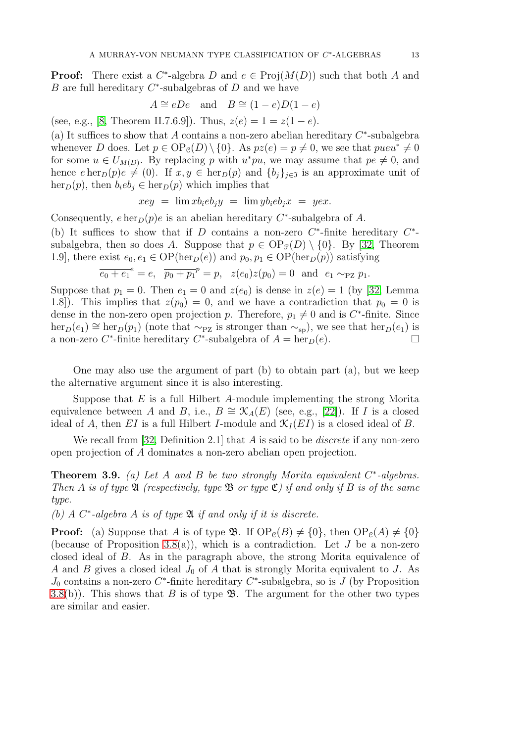**Proof:** There exist a $C^*$-algebra $D$ and $e \in \mathrm{Proj}(M(D))$ such that both $A$ and $B$ are full hereditary $C^*$-subalgebras of $D$ and we have

$$A \cong eDe \quad \text{and} \quad B \cong (1-e)D(1-e)$$

(see, e.g., [8, Theorem II.7.6.9]). Thus, $z(e) = 1 = z(1-e)$.

(a) It suffices to show that $A$ contains a non-zero abelian hereditary $C^*$-subalgebra whenever $D$ does. Let $p \in \mathrm{OP}_{\mathfrak{C}}(D) \setminus \{0\}$. As $pz(e) = p \neq 0$, we see that $pueu^* \neq 0$ for some $u \in U_{M(D)}$. By replacing $p$ with $u^*pu$, we may assume that $pe \neq 0$, and hence $e\,\mathrm{her}_D(p)e \neq (0)$. If $x, y \in \mathrm{her}_D(p)$ and $\{b_j\}_{j\in\mathfrak{I}}$ is an approximate unit of $\mathrm{her}_D(p)$, then $b_i e b_j \in \mathrm{her}_D(p)$ which implies that

$$xey \;=\; \lim xb_ieb_jy \;=\; \lim yb_ieb_jx \;=\; yex.$$

Consequently, $e\,\mathrm{her}_D(p)e$ is an abelian hereditary $C^*$-subalgebra of $A$.

(b) It suffices to show that if $D$ contains a non-zero $C^*$-finite hereditary $C^*$-subalgebra, then so does $A$. Suppose that $p \in \mathrm{OP}_{\mathcal{F}}(D) \setminus \{0\}$. By [32, Theorem 1.9], there exist $e_0, e_1 \in \mathrm{OP}(\mathrm{her}_D(e))$ and $p_0, p_1 \in \mathrm{OP}(\mathrm{her}_D(p))$ satisfying

$$\overline{e_0 + e_1}^{\,e} = e, \quad \overline{p_0 + p_1}^{\,p} = p, \quad z(e_0)z(p_0) = 0 \quad \text{and} \quad e_1 \sim_{\mathrm{PZ}} p_1.$$

Suppose that $p_1 = 0$. Then $e_1 = 0$ and $z(e_0)$ is dense in $z(e) = 1$ (by [32, Lemma 1.8]). This implies that $z(p_0) = 0$, and we have a contradiction that $p_0 = 0$ is dense in the non-zero open projection $p$. Therefore, $p_1 \neq 0$ and is $C^*$-finite. Since $\mathrm{her}_D(e_1) \cong \mathrm{her}_D(p_1)$ (note that $\sim_{\mathrm{PZ}}$ is stronger than $\sim_{\mathrm{sp}}$), we see that $\mathrm{her}_D(e_1)$ is a non-zero $C^*$-finite hereditary $C^*$-subalgebra of $A = \mathrm{her}_D(e)$. $\square$

One may also use the argument of part (b) to obtain part (a), but we keep the alternative argument since it is also interesting.

Suppose that $E$ is a full Hilbert $A$-module implementing the strong Morita equivalence between $A$ and $B$, i.e., $B \cong \mathcal{K}_A(E)$ (see, e.g., [22]). If $I$ is a closed ideal of $A$, then $EI$ is a full Hilbert $I$-module and $\mathcal{K}_I(EI)$ is a closed ideal of $B$.

We recall from [32, Definition 2.1] that $A$ is said to be *discrete* if any non-zero open projection of $A$ dominates a non-zero abelian open projection.

**Theorem 3.9.** *(a) Let $A$ and $B$ be two strongly Morita equivalent $C^*$-algebras. Then $A$ is of type $\mathfrak{A}$ (respectively, type $\mathfrak{B}$ or type $\mathfrak{C}$) if and only if $B$ is of the same type.*

*(b) A $C^*$-algebra $A$ is of type $\mathfrak{A}$ if and only if it is discrete.*

**Proof:** (a) Suppose that $A$ is of type $\mathfrak{B}$. If $\mathrm{OP}_{\mathfrak{C}}(B) \neq \{0\}$, then $\mathrm{OP}_{\mathfrak{C}}(A) \neq \{0\}$ (because of Proposition 3.8(a)), which is a contradiction. Let $J$ be a non-zero closed ideal of $B$. As in the paragraph above, the strong Morita equivalence of $A$ and $B$ gives a closed ideal $J_0$ of $A$ that is strongly Morita equivalent to $J$. As $J_0$ contains a non-zero $C^*$-finite hereditary $C^*$-subalgebra, so is $J$ (by Proposition 3.8(b)). This shows that $B$ is of type $\mathfrak{B}$. The argument for the other two types are similar and easier.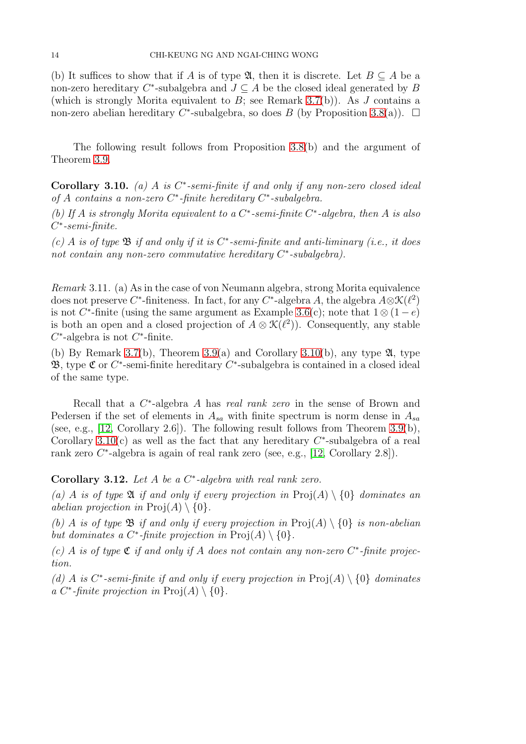(b) It suffices to show that if $A$ is of type $\mathfrak{A}$, then it is discrete. Let $B \subseteq A$ be a non-zero hereditary $C^*$-subalgebra and $J \subseteq A$ be the closed ideal generated by $B$ (which is strongly Morita equivalent to $B$; see Remark 3.7(b)). As $J$ contains a non-zero abelian hereditary $C^*$-subalgebra, so does $B$ (by Proposition 3.8(a)). $\square$

The following result follows from Proposition 3.8(b) and the argument of Theorem 3.9.

**Corollary 3.10.** *(a) $A$ is $C^*$-semi-finite if and only if any non-zero closed ideal of $A$ contains a non-zero $C^*$-finite hereditary $C^*$-subalgebra.*

*(b) If $A$ is strongly Morita equivalent to a $C^*$-semi-finite $C^*$-algebra, then $A$ is also $C^*$-semi-finite.*

*(c) $A$ is of type $\mathfrak{B}$ if and only if it is $C^*$-semi-finite and anti-liminary (i.e., it does not contain any non-zero commutative hereditary $C^*$-subalgebra).*

*Remark* 3.11. (a) As in the case of von Neumann algebra, strong Morita equivalence does not preserve $C^*$-finiteness. In fact, for any $C^*$-algebra $A$, the algebra $A \otimes \mathcal{K}(\ell^2)$ is not $C^*$-finite (using the same argument as Example 3.6(c); note that $1 \otimes (1-e)$ is both an open and a closed projection of $A \otimes \mathcal{K}(\ell^2)$). Consequently, any stable $C^*$-algebra is not $C^*$-finite.

(b) By Remark 3.7(b), Theorem 3.9(a) and Corollary 3.10(b), any type $\mathfrak{A}$, type $\mathfrak{B}$, type $\mathfrak{C}$ or $C^*$-semi-finite hereditary $C^*$-subalgebra is contained in a closed ideal of the same type.

Recall that a $C^*$-algebra $A$ has *real rank zero* in the sense of Brown and Pedersen if the set of elements in $A_{sa}$ with finite spectrum is norm dense in $A_{sa}$ (see, e.g., [12, Corollary 2.6]). The following result follows from Theorem 3.9(b), Corollary 3.10(c) as well as the fact that any hereditary $C^*$-subalgebra of a real rank zero $C^*$-algebra is again of real rank zero (see, e.g., [12, Corollary 2.8]).

**Corollary 3.12.** *Let $A$ be a $C^*$-algebra with real rank zero.*

*(a) $A$ is of type $\mathfrak{A}$ if and only if every projection in $\mathrm{Proj}(A) \setminus \{0\}$ dominates an abelian projection in $\mathrm{Proj}(A) \setminus \{0\}$.*

*(b) $A$ is of type $\mathfrak{B}$ if and only if every projection in $\mathrm{Proj}(A) \setminus \{0\}$ is non-abelian but dominates a $C^*$-finite projection in $\mathrm{Proj}(A) \setminus \{0\}$.*

*(c) $A$ is of type $\mathfrak{C}$ if and only if $A$ does not contain any non-zero $C^*$-finite projection.*

*(d) $A$ is $C^*$-semi-finite if and only if every projection in $\mathrm{Proj}(A) \setminus \{0\}$ dominates a $C^*$-finite projection in $\mathrm{Proj}(A) \setminus \{0\}$.*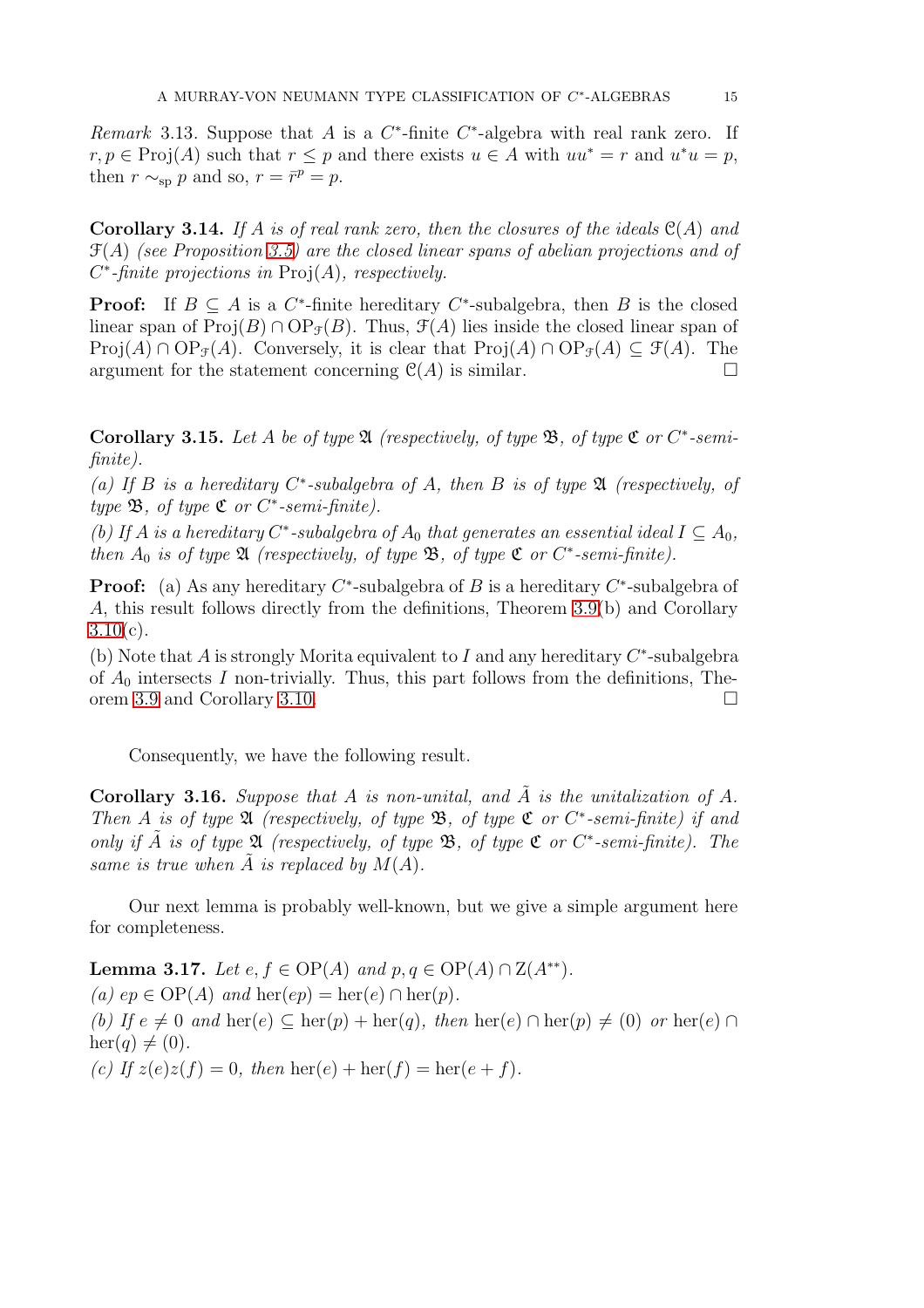*Remark* 3.13. Suppose that $A$ is a $C^*$-finite $C^*$-algebra with real rank zero. If $r, p \in \mathrm{Proj}(A)$ such that $r \leq p$ and there exists $u \in A$ with $uu^* = r$ and $u^*u = p$, then $r \sim_{\mathrm{sp}} p$ and so, $r = \bar{r}^p = p$.

**Corollary 3.14.** *If $A$ is of real rank zero, then the closures of the ideals $\mathcal{C}(A)$ and $\mathcal{F}(A)$ (see Proposition 3.5) are the closed linear spans of abelian projections and of $C^*$-finite projections in $\mathrm{Proj}(A)$, respectively.*

**Proof:** If $B \subseteq A$ is a $C^*$-finite hereditary $C^*$-subalgebra, then $B$ is the closed linear span of $\mathrm{Proj}(B) \cap \mathrm{OP}_{\mathcal{F}}(B)$. Thus, $\mathcal{F}(A)$ lies inside the closed linear span of $\mathrm{Proj}(A) \cap \mathrm{OP}_{\mathcal{F}}(A)$. Conversely, it is clear that $\mathrm{Proj}(A) \cap \mathrm{OP}_{\mathcal{F}}(A) \subseteq \mathcal{F}(A)$. The argument for the statement concerning $\mathcal{C}(A)$ is similar. □

**Corollary 3.15.** *Let $A$ be of type $\mathfrak{A}$ (respectively, of type $\mathfrak{B}$, of type $\mathfrak{C}$ or $C^*$-semi-finite).*

*(a) If $B$ is a hereditary $C^*$-subalgebra of $A$, then $B$ is of type $\mathfrak{A}$ (respectively, of type $\mathfrak{B}$, of type $\mathfrak{C}$ or $C^*$-semi-finite).*

*(b) If $A$ is a hereditary $C^*$-subalgebra of $A_0$ that generates an essential ideal $I \subseteq A_0$, then $A_0$ is of type $\mathfrak{A}$ (respectively, of type $\mathfrak{B}$, of type $\mathfrak{C}$ or $C^*$-semi-finite).*

**Proof:** (a) As any hereditary $C^*$-subalgebra of $B$ is a hereditary $C^*$-subalgebra of $A$, this result follows directly from the definitions, Theorem 3.9(b) and Corollary 3.10(c).

(b) Note that $A$ is strongly Morita equivalent to $I$ and any hereditary $C^*$-subalgebra of $A_0$ intersects $I$ non-trivially. Thus, this part follows from the definitions, Theorem 3.9 and Corollary 3.10. □

Consequently, we have the following result.

**Corollary 3.16.** *Suppose that $A$ is non-unital, and $\tilde{A}$ is the unitalization of $A$. Then $A$ is of type $\mathfrak{A}$ (respectively, of type $\mathfrak{B}$, of type $\mathfrak{C}$ or $C^*$-semi-finite) if and only if $\tilde{A}$ is of type $\mathfrak{A}$ (respectively, of type $\mathfrak{B}$, of type $\mathfrak{C}$ or $C^*$-semi-finite). The same is true when $\tilde{A}$ is replaced by $M(A)$.*

Our next lemma is probably well-known, but we give a simple argument here for completeness.

**Lemma 3.17.** *Let $e, f \in \mathrm{OP}(A)$ and $p, q \in \mathrm{OP}(A) \cap \mathrm{Z}(A^{**})$.*

*(a) $ep \in \mathrm{OP}(A)$ and $\mathrm{her}(ep) = \mathrm{her}(e) \cap \mathrm{her}(p)$.*

*(b) If $e \neq 0$ and $\mathrm{her}(e) \subseteq \mathrm{her}(p) + \mathrm{her}(q)$, then $\mathrm{her}(e) \cap \mathrm{her}(p) \neq (0)$ or $\mathrm{her}(e) \cap \mathrm{her}(q) \neq (0)$.*

*(c) If $z(e)z(f) = 0$, then $\mathrm{her}(e) + \mathrm{her}(f) = \mathrm{her}(e + f)$.*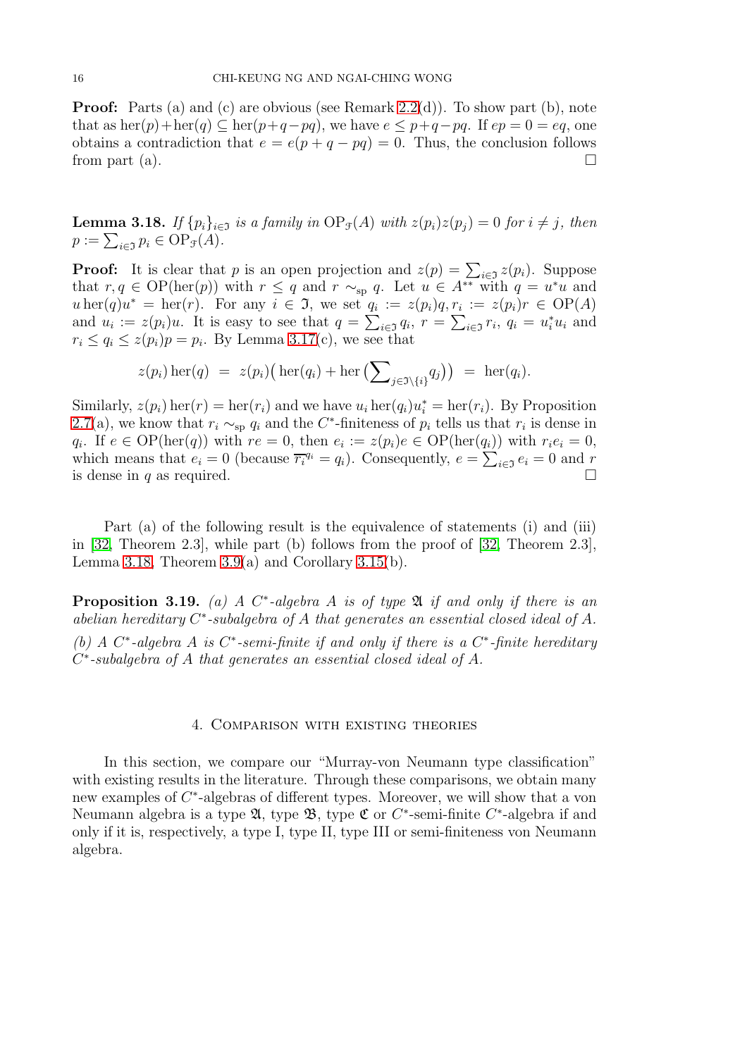**Proof:** Parts (a) and (c) are obvious (see Remark 2.2(d)). To show part (b), note that as $\mathrm{her}(p)+\mathrm{her}(q) \subseteq \mathrm{her}(p+q-pq)$, we have $e \leq p+q-pq$. If $ep = 0 = eq$, one obtains a contradiction that $e = e(p+q-pq) = 0$. Thus, the conclusion follows from part (a). $\square$

**Lemma 3.18.** *If $\{p_i\}_{i\in\mathfrak{I}}$ is a family in $\mathrm{OP}_{\mathcal{F}}(A)$ with $z(p_i)z(p_j) = 0$ for $i \neq j$, then $p := \sum_{i\in\mathfrak{I}} p_i \in \mathrm{OP}_{\mathcal{F}}(A)$.*

**Proof:** It is clear that $p$ is an open projection and $z(p) = \sum_{i\in\mathfrak{I}} z(p_i)$. Suppose that $r, q \in \mathrm{OP}(\mathrm{her}(p))$ with $r \leq q$ and $r \sim_{\mathrm{sp}} q$. Let $u \in A^{**}$ with $q = u^*u$ and $u\,\mathrm{her}(q)u^* = \mathrm{her}(r)$. For any $i \in \mathfrak{I}$, we set $q_i := z(p_i)q, r_i := z(p_i)r \in \mathrm{OP}(A)$ and $u_i := z(p_i)u$. It is easy to see that $q = \sum_{i\in\mathfrak{I}} q_i$, $r = \sum_{i\in\mathfrak{I}} r_i$, $q_i = u_i^*u_i$ and $r_i \leq q_i \leq z(p_i)p = p_i$. By Lemma 3.17(c), we see that

$$z(p_i)\,\mathrm{her}(q) \;=\; z(p_i)\big(\,\mathrm{her}(q_i) + \mathrm{her}\,\big(\textstyle\sum_{j\in\mathfrak{I}\setminus\{i\}} q_j\big)\big) \;=\; \mathrm{her}(q_i).$$

Similarly, $z(p_i)\,\mathrm{her}(r) = \mathrm{her}(r_i)$ and we have $u_i\,\mathrm{her}(q_i)u_i^* = \mathrm{her}(r_i)$. By Proposition 2.7(a), we know that $r_i \sim_{\mathrm{sp}} q_i$ and the $C^*$-finiteness of $p_i$ tells us that $r_i$ is dense in $q_i$. If $e \in \mathrm{OP}(\mathrm{her}(q))$ with $re = 0$, then $e_i := z(p_i)e \in \mathrm{OP}(\mathrm{her}(q_i))$ with $r_ie_i = 0$, which means that $e_i = 0$ (because $\overline{r_i}^{q_i} = q_i$). Consequently, $e = \sum_{i\in\mathfrak{I}} e_i = 0$ and $r$ is dense in $q$ as required. $\square$

Part (a) of the following result is the equivalence of statements (i) and (iii) in [32, Theorem 2.3], while part (b) follows from the proof of [32, Theorem 2.3], Lemma 3.18, Theorem 3.9(a) and Corollary 3.15(b).

**Proposition 3.19.** *(a) A $C^*$-algebra $A$ is of type $\mathfrak{A}$ if and only if there is an abelian hereditary $C^*$-subalgebra of $A$ that generates an essential closed ideal of $A$.*

*(b) A $C^*$-algebra $A$ is $C^*$-semi-finite if and only if there is a $C^*$-finite hereditary $C^*$-subalgebra of $A$ that generates an essential closed ideal of $A$.*

## 4. Comparison with existing theories

In this section, we compare our "Murray-von Neumann type classification" with existing results in the literature. Through these comparisons, we obtain many new examples of $C^*$-algebras of different types. Moreover, we will show that a von Neumann algebra is a type $\mathfrak{A}$, type $\mathfrak{B}$, type $\mathfrak{C}$ or $C^*$-semi-finite $C^*$-algebra if and only if it is, respectively, a type I, type II, type III or semi-finiteness von Neumann algebra.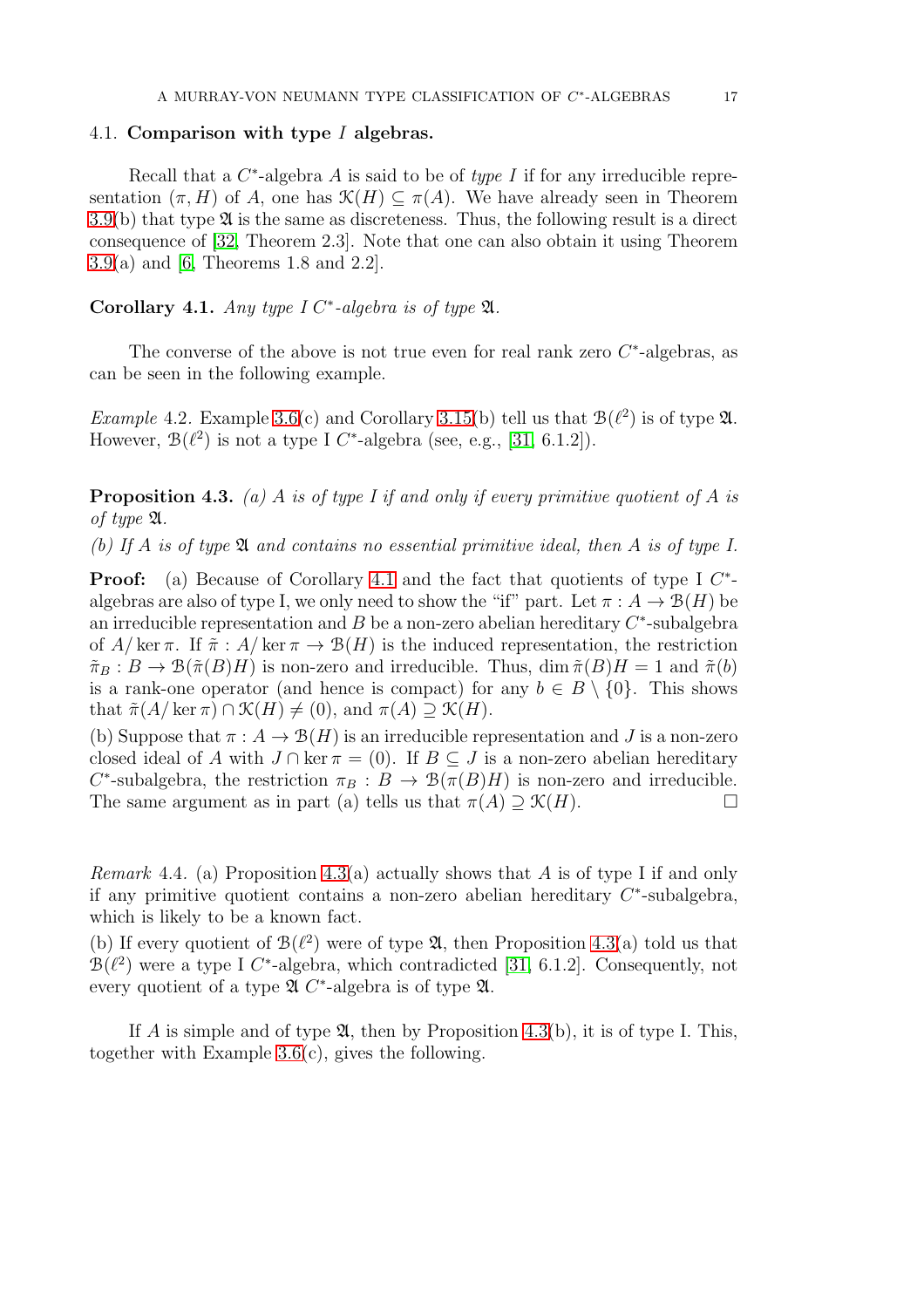### 4.1. Comparison with type $I$ algebras.

Recall that a $C^*$-algebra $A$ is said to be of *type I* if for any irreducible representation $(\pi, H)$ of $A$, one has $\mathcal{K}(H) \subseteq \pi(A)$. We have already seen in Theorem 3.9(b) that type $\mathfrak{A}$ is the same as discreteness. Thus, the following result is a direct consequence of [32, Theorem 2.3]. Note that one can also obtain it using Theorem 3.9(a) and [6, Theorems 1.8 and 2.2].

**Corollary 4.1.** *Any type I $C^*$-algebra is of type $\mathfrak{A}$.*

The converse of the above is not true even for real rank zero $C^*$-algebras, as can be seen in the following example.

*Example* 4.2. Example 3.6(c) and Corollary 3.15(b) tell us that $\mathcal{B}(\ell^2)$ is of type $\mathfrak{A}$. However, $\mathcal{B}(\ell^2)$ is not a type I $C^*$-algebra (see, e.g., [31, 6.1.2]).

**Proposition 4.3.** *(a) $A$ is of type I if and only if every primitive quotient of $A$ is of type $\mathfrak{A}$.*

*(b) If $A$ is of type $\mathfrak{A}$ and contains no essential primitive ideal, then $A$ is of type I.*

**Proof:** (a) Because of Corollary 4.1 and the fact that quotients of type I $C^*$-algebras are also of type I, we only need to show the "if" part. Let $\pi : A \to \mathcal{B}(H)$ be an irreducible representation and $B$ be a non-zero abelian hereditary $C^*$-subalgebra of $A/\ker\pi$. If $\tilde{\pi} : A/\ker\pi \to \mathcal{B}(H)$ is the induced representation, the restriction $\tilde{\pi}_B : B \to \mathcal{B}(\tilde{\pi}(B)H)$ is non-zero and irreducible. Thus, $\dim \tilde{\pi}(B)H = 1$ and $\tilde{\pi}(b)$ is a rank-one operator (and hence is compact) for any $b \in B \setminus \{0\}$. This shows that $\tilde{\pi}(A/\ker\pi) \cap \mathcal{K}(H) \neq (0)$, and $\pi(A) \supseteq \mathcal{K}(H)$.

(b) Suppose that $\pi : A \to \mathcal{B}(H)$ is an irreducible representation and $J$ is a non-zero closed ideal of $A$ with $J \cap \ker\pi = (0)$. If $B \subseteq J$ is a non-zero abelian hereditary $C^*$-subalgebra, the restriction $\pi_B : B \to \mathcal{B}(\pi(B)H)$ is non-zero and irreducible. The same argument as in part (a) tells us that $\pi(A) \supseteq \mathcal{K}(H)$. □

*Remark* 4.4. (a) Proposition 4.3(a) actually shows that $A$ is of type I if and only if any primitive quotient contains a non-zero abelian hereditary $C^*$-subalgebra, which is likely to be a known fact.

(b) If every quotient of $\mathcal{B}(\ell^2)$ were of type $\mathfrak{A}$, then Proposition 4.3(a) told us that $\mathcal{B}(\ell^2)$ were a type I $C^*$-algebra, which contradicted [31, 6.1.2]. Consequently, not every quotient of a type $\mathfrak{A}$ $C^*$-algebra is of type $\mathfrak{A}$.

If $A$ is simple and of type $\mathfrak{A}$, then by Proposition 4.3(b), it is of type I. This, together with Example 3.6(c), gives the following.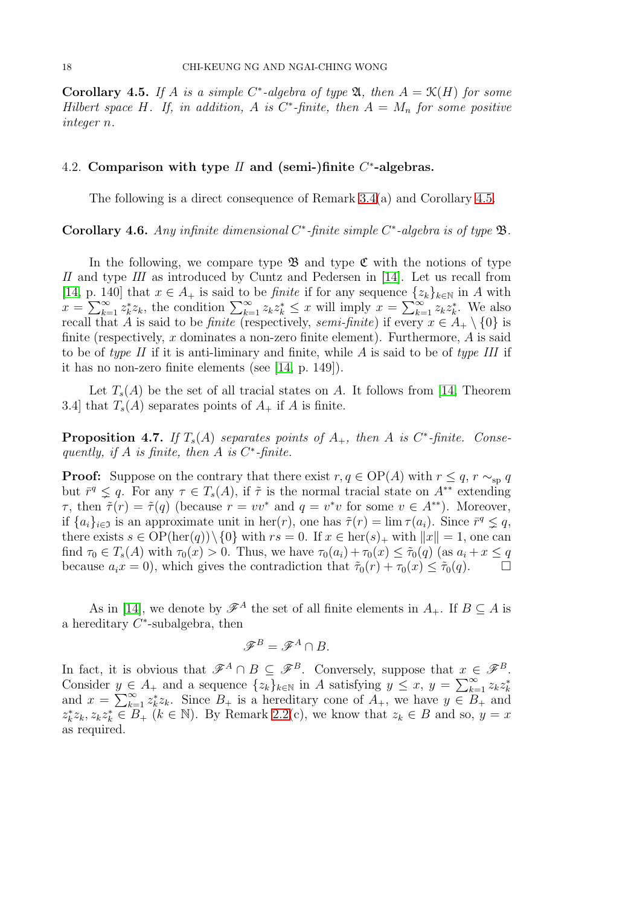**Corollary 4.5.** *If $A$ is a simple $C^*$-algebra of type $\mathfrak{A}$, then $A = \mathcal{K}(H)$ for some Hilbert space $H$. If, in addition, $A$ is $C^*$-finite, then $A = M_n$ for some positive integer $n$.*

## 4.2. Comparison with type *II* and (semi-)finite $C^*$-algebras.

The following is a direct consequence of Remark 3.4(a) and Corollary 4.5.

**Corollary 4.6.** *Any infinite dimensional $C^*$-finite simple $C^*$-algebra is of type $\mathfrak{B}$.*

In the following, we compare type $\mathfrak{B}$ and type $\mathfrak{C}$ with the notions of type *II* and type *III* as introduced by Cuntz and Pedersen in [14]. Let us recall from [14, p. 140] that $x \in A_+$ is said to be *finite* if for any sequence $\{z_k\}_{k\in\mathbb{N}}$ in $A$ with $x = \sum_{k=1}^{\infty} z_k^* z_k$, the condition $\sum_{k=1}^{\infty} z_k z_k^* \leq x$ will imply $x = \sum_{k=1}^{\infty} z_k z_k^*$. We also recall that $A$ is said to be *finite* (respectively, *semi-finite*) if every $x \in A_+ \setminus \{0\}$ is finite (respectively, $x$ dominates a non-zero finite element). Furthermore, $A$ is said to be of *type II* if it is anti-liminary and finite, while $A$ is said to be of *type III* if it has no non-zero finite elements (see [14, p. 149]).

Let $T_s(A)$ be the set of all tracial states on $A$. It follows from [14, Theorem 3.4] that $T_s(A)$ separates points of $A_+$ if $A$ is finite.

**Proposition 4.7.** *If $T_s(A)$ separates points of $A_+$, then $A$ is $C^*$-finite. Consequently, if $A$ is finite, then $A$ is $C^*$-finite.*

**Proof:** Suppose on the contrary that there exist $r, q \in \mathrm{OP}(A)$ with $r \leq q$, $r \sim_{\mathrm{sp}} q$ but $\bar{r}^q \lneq q$. For any $\tau \in T_s(A)$, if $\tilde{\tau}$ is the normal tracial state on $A^{**}$ extending $\tau$, then $\tilde{\tau}(r) = \tilde{\tau}(q)$ (because $r = vv^*$ and $q = v^*v$ for some $v \in A^{**}$). Moreover, if $\{a_i\}_{i\in\mathfrak{I}}$ is an approximate unit in $\mathrm{her}(r)$, one has $\tilde{\tau}(r) = \lim \tau(a_i)$. Since $\bar{r}^q \lneq q$, there exists $s \in \mathrm{OP}(\mathrm{her}(q))\setminus\{0\}$ with $rs = 0$. If $x \in \mathrm{her}(s)_+$ with $\|x\| = 1$, one can find $\tau_0 \in T_s(A)$ with $\tau_0(x) > 0$. Thus, we have $\tau_0(a_i) + \tau_0(x) \leq \tilde{\tau}_0(q)$ (as $a_i + x \leq q$ because $a_i x = 0$), which gives the contradiction that $\tilde{\tau}_0(r) + \tau_0(x) \leq \tilde{\tau}_0(q)$. $\square$

As in [14], we denote by $\mathscr{F}^A$ the set of all finite elements in $A_+$. If $B \subseteq A$ is a hereditary $C^*$-subalgebra, then

$$\mathscr{F}^B = \mathscr{F}^A \cap B.$$

In fact, it is obvious that $\mathscr{F}^A \cap B \subseteq \mathscr{F}^B$. Conversely, suppose that $x \in \mathscr{F}^B$. Consider $y \in A_+$ and a sequence $\{z_k\}_{k\in\mathbb{N}}$ in $A$ satisfying $y \leq x$, $y = \sum_{k=1}^{\infty} z_k z_k^*$ and $x = \sum_{k=1}^{\infty} z_k^* z_k$. Since $B_+$ is a hereditary cone of $A_+$, we have $y \in B_+$ and $z_k^* z_k, z_k z_k^* \in B_+$ ($k \in \mathbb{N}$). By Remark 2.2(c), we know that $z_k \in B$ and so, $y = x$ as required.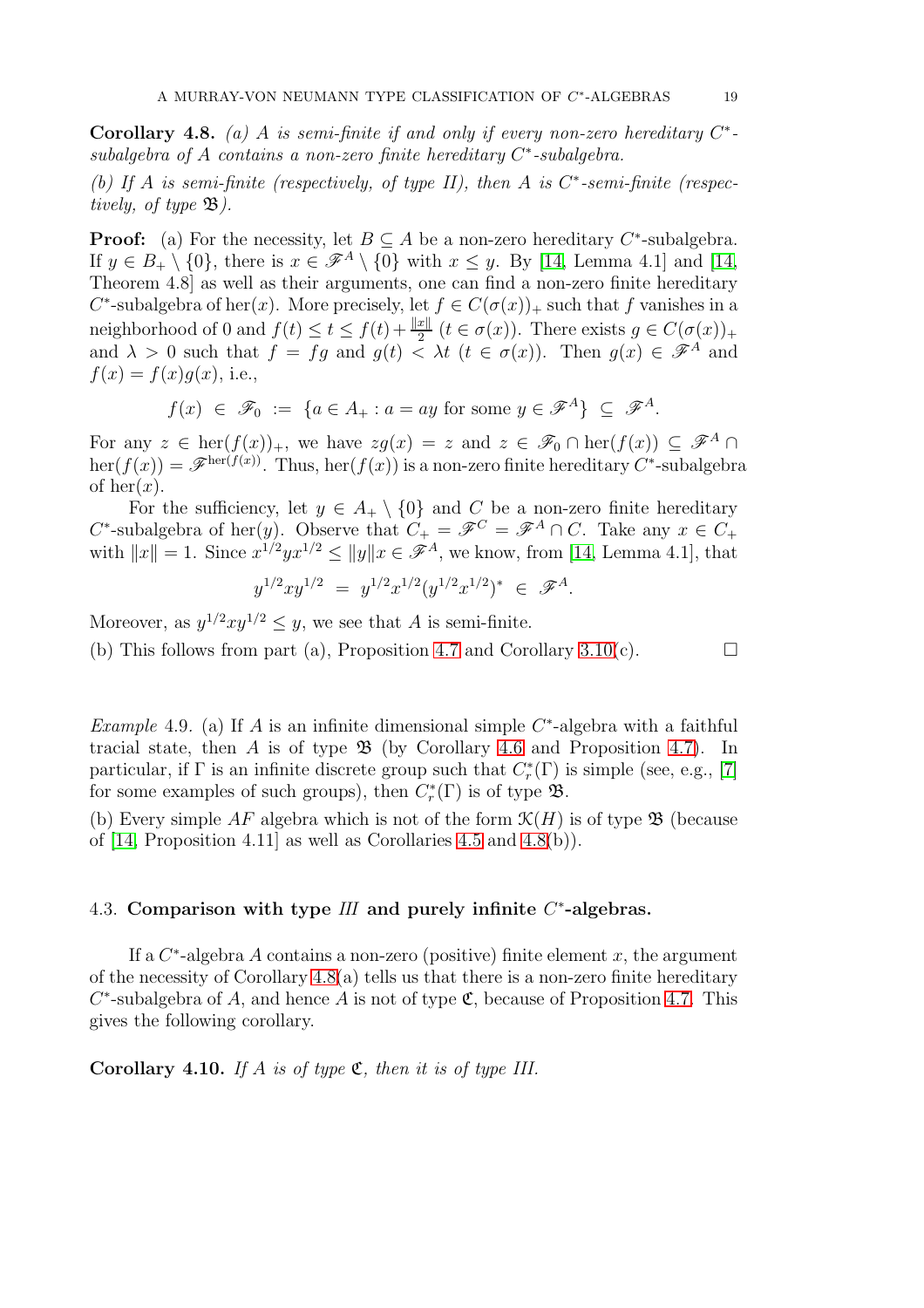**Corollary 4.8.** *(a) $A$ is semi-finite if and only if every non-zero hereditary $C^*$-subalgebra of $A$ contains a non-zero finite hereditary $C^*$-subalgebra.*

*(b) If $A$ is semi-finite (respectively, of type II), then $A$ is $C^*$-semi-finite (respectively, of type $\mathfrak{B}$).*

**Proof:** (a) For the necessity, let $B \subseteq A$ be a non-zero hereditary $C^*$-subalgebra. If $y \in B_+ \setminus \{0\}$, there is $x \in \mathscr{F}^A \setminus \{0\}$ with $x \leq y$. By [14, Lemma 4.1] and [14, Theorem 4.8] as well as their arguments, one can find a non-zero finite hereditary $C^*$-subalgebra of $\mathrm{her}(x)$. More precisely, let $f \in C(\sigma(x))_+$ such that $f$ vanishes in a neighborhood of 0 and $f(t) \leq t \leq f(t) + \frac{\|x\|}{2}$ ($t \in \sigma(x)$). There exists $g \in C(\sigma(x))_+$ and $\lambda > 0$ such that $f = fg$ and $g(t) < \lambda t$ ($t \in \sigma(x)$). Then $g(x) \in \mathscr{F}^A$ and $f(x) = f(x)g(x)$, i.e.,

$$f(x) \ \in \ \mathscr{F}_0 \ := \ \{a \in A_+ : a = ay \text{ for some } y \in \mathscr{F}^A\} \ \subseteq \ \mathscr{F}^A.$$

For any $z \in \mathrm{her}(f(x))_+$, we have $zg(x) = z$ and $z \in \mathscr{F}_0 \cap \mathrm{her}(f(x)) \subseteq \mathscr{F}^A \cap \mathrm{her}(f(x)) = \mathscr{F}^{\mathrm{her}(f(x))}$. Thus, $\mathrm{her}(f(x))$ is a non-zero finite hereditary $C^*$-subalgebra of $\mathrm{her}(x)$.

For the sufficiency, let $y \in A_+ \setminus \{0\}$ and $C$ be a non-zero finite hereditary $C^*$-subalgebra of $\mathrm{her}(y)$. Observe that $C_+ = \mathscr{F}^C = \mathscr{F}^A \cap C$. Take any $x \in C_+$ with $\|x\| = 1$. Since $x^{1/2}yx^{1/2} \leq \|y\|x \in \mathscr{F}^A$, we know, from [14, Lemma 4.1], that

$$y^{1/2}xy^{1/2} \ = \ y^{1/2}x^{1/2}(y^{1/2}x^{1/2})^* \ \in \ \mathscr{F}^A.$$

Moreover, as $y^{1/2}xy^{1/2} \leq y$, we see that $A$ is semi-finite.

(b) This follows from part (a), Proposition 4.7 and Corollary 3.10(c). $\square$

*Example* 4.9. (a) If $A$ is an infinite dimensional simple $C^*$-algebra with a faithful tracial state, then $A$ is of type $\mathfrak{B}$ (by Corollary 4.6 and Proposition 4.7). In particular, if $\Gamma$ is an infinite discrete group such that $C^*_r(\Gamma)$ is simple (see, e.g., [7] for some examples of such groups), then $C^*_r(\Gamma)$ is of type $\mathfrak{B}$.

(b) Every simple $AF$ algebra which is not of the form $\mathcal{K}(H)$ is of type $\mathfrak{B}$ (because of [14, Proposition 4.11] as well as Corollaries 4.5 and 4.8(b)).

### 4.3. Comparison with type *III* and purely infinite $C^*$-algebras.

If a $C^*$-algebra $A$ contains a non-zero (positive) finite element $x$, the argument of the necessity of Corollary 4.8(a) tells us that there is a non-zero finite hereditary $C^*$-subalgebra of $A$, and hence $A$ is not of type $\mathfrak{C}$, because of Proposition 4.7. This gives the following corollary.

**Corollary 4.10.** *If $A$ is of type $\mathfrak{C}$, then it is of type III.*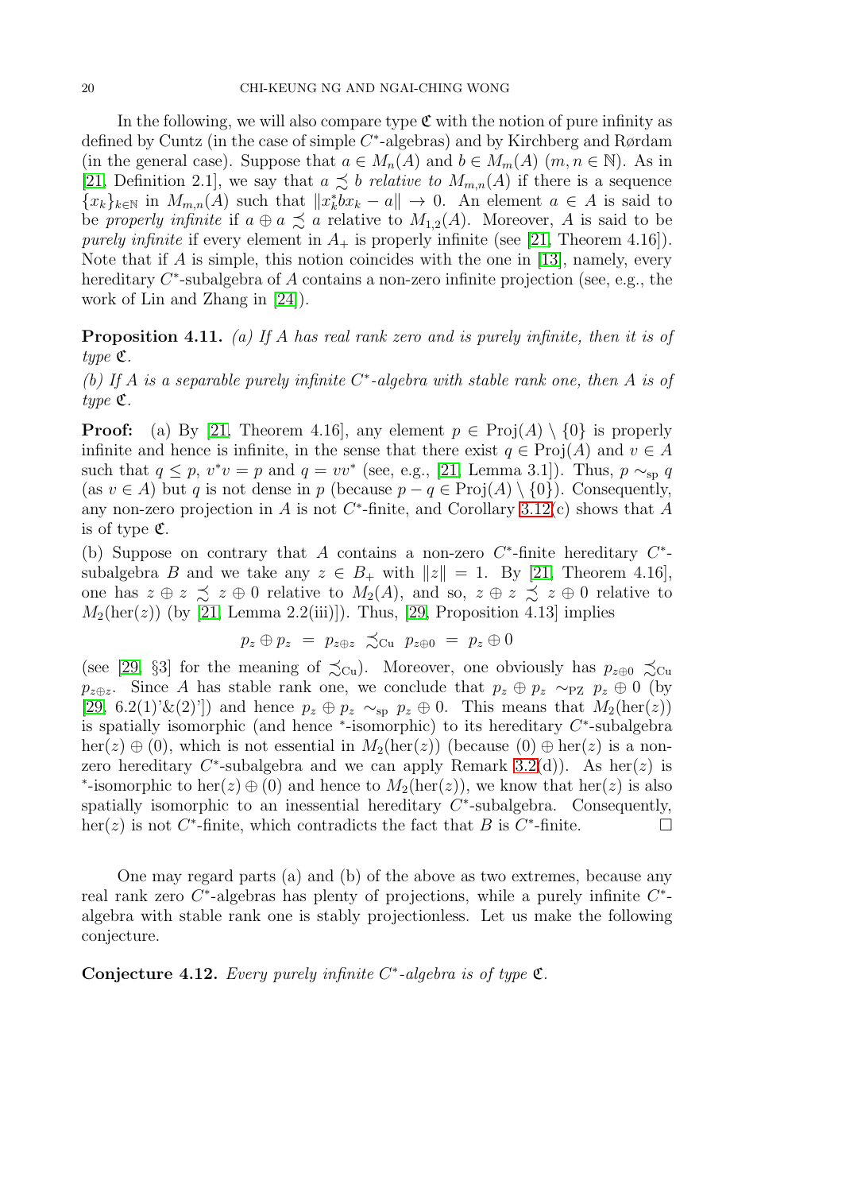In the following, we will also compare type $\mathfrak{C}$ with the notion of pure infinity as defined by Cuntz (in the case of simple $C^*$-algebras) and by Kirchberg and Rørdam (in the general case). Suppose that $a \in M_n(A)$ and $b \in M_m(A)$ $(m, n \in \mathbb{N})$. As in [21, Definition 2.1], we say that $a \precsim b$ *relative to* $M_{m,n}(A)$ if there is a sequence $\{x_k\}_{k\in\mathbb{N}}$ in $M_{m,n}(A)$ such that $\|x_k^* b x_k - a\| \to 0$. An element $a \in A$ is said to be *properly infinite* if $a \oplus a \precsim a$ relative to $M_{1,2}(A)$. Moreover, $A$ is said to be *purely infinite* if every element in $A_+$ is properly infinite (see [21, Theorem 4.16]). Note that if $A$ is simple, this notion coincides with the one in [13], namely, every hereditary $C^*$-subalgebra of $A$ contains a non-zero infinite projection (see, e.g., the work of Lin and Zhang in [24]).

**Proposition 4.11.** *(a) If $A$ has real rank zero and is purely infinite, then it is of type $\mathfrak{C}$.*

*(b) If $A$ is a separable purely infinite $C^*$-algebra with stable rank one, then $A$ is of type $\mathfrak{C}$.*

**Proof:** (a) By [21, Theorem 4.16], any element $p \in \mathrm{Proj}(A) \setminus \{0\}$ is properly infinite and hence is infinite, in the sense that there exist $q \in \mathrm{Proj}(A)$ and $v \in A$ such that $q \leq p$, $v^*v = p$ and $q = vv^*$ (see, e.g., [21, Lemma 3.1]). Thus, $p \sim_{\mathrm{sp}} q$ (as $v \in A$) but $q$ is not dense in $p$ (because $p - q \in \mathrm{Proj}(A) \setminus \{0\}$). Consequently, any non-zero projection in $A$ is not $C^*$-finite, and Corollary 3.12(c) shows that $A$ is of type $\mathfrak{C}$.

(b) Suppose on contrary that $A$ contains a non-zero $C^*$-finite hereditary $C^*$-subalgebra $B$ and we take any $z \in B_+$ with $\|z\| = 1$. By [21, Theorem 4.16], one has $z \oplus z \precsim z \oplus 0$ relative to $M_2(A)$, and so, $z \oplus z \precsim z \oplus 0$ relative to $M_2(\mathrm{her}(z))$ (by [21, Lemma 2.2(iii)]). Thus, [29, Proposition 4.13] implies

$$p_z \oplus p_z \;=\; p_{z\oplus z} \;\precsim_{\mathrm{Cu}}\; p_{z\oplus 0} \;=\; p_z \oplus 0$$

(see [29, §3] for the meaning of $\precsim_{\mathrm{Cu}}$). Moreover, one obviously has $p_{z\oplus 0} \precsim_{\mathrm{Cu}} p_{z\oplus z}$. Since $A$ has stable rank one, we conclude that $p_z \oplus p_z \sim_{\mathrm{PZ}} p_z \oplus 0$ (by [29, 6.2(1)'&(2)']) and hence $p_z \oplus p_z \sim_{\mathrm{sp}} p_z \oplus 0$. This means that $M_2(\mathrm{her}(z))$ is spatially isomorphic (and hence $^*$-isomorphic) to its hereditary $C^*$-subalgebra $\mathrm{her}(z) \oplus (0)$, which is not essential in $M_2(\mathrm{her}(z))$ (because $(0) \oplus \mathrm{her}(z)$ is a non-zero hereditary $C^*$-subalgebra and we can apply Remark 3.2(d)). As $\mathrm{her}(z)$ is $^*$-isomorphic to $\mathrm{her}(z) \oplus (0)$ and hence to $M_2(\mathrm{her}(z))$, we know that $\mathrm{her}(z)$ is also spatially isomorphic to an inessential hereditary $C^*$-subalgebra. Consequently, $\mathrm{her}(z)$ is not $C^*$-finite, which contradicts the fact that $B$ is $C^*$-finite. $\square$

One may regard parts (a) and (b) of the above as two extremes, because any real rank zero $C^*$-algebras has plenty of projections, while a purely infinite $C^*$-algebra with stable rank one is stably projectionless. Let us make the following conjecture.

**Conjecture 4.12.** *Every purely infinite $C^*$-algebra is of type $\mathfrak{C}$.*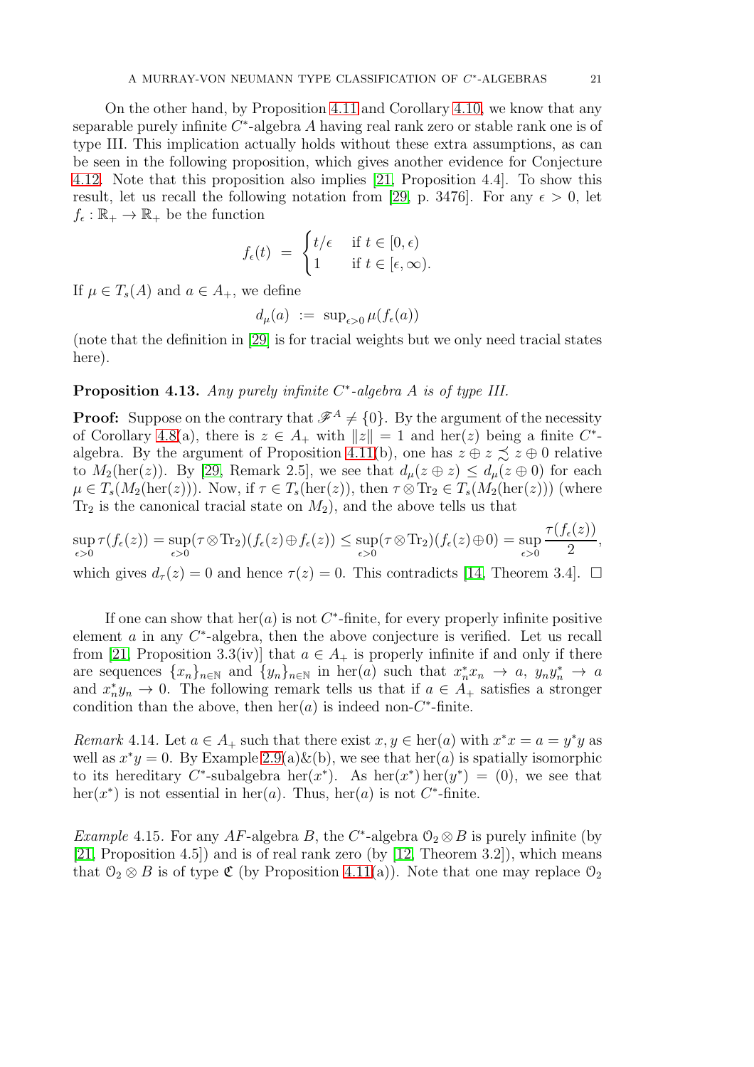On the other hand, by Proposition 4.11 and Corollary 4.10, we know that any separable purely infinite $C^*$-algebra $A$ having real rank zero or stable rank one is of type III. This implication actually holds without these extra assumptions, as can be seen in the following proposition, which gives another evidence for Conjecture 4.12. Note that this proposition also implies [21, Proposition 4.4]. To show this result, let us recall the following notation from [29, p. 3476]. For any $\epsilon > 0$, let $f_\epsilon : \mathbb{R}_+ \to \mathbb{R}_+$ be the function

$$f_\epsilon(t) \ = \ \begin{cases} t/\epsilon & \text{if } t \in [0, \epsilon) \\ 1 & \text{if } t \in [\epsilon, \infty). \end{cases}$$

If $\mu \in T_s(A)$ and $a \in A_+$, we define

$$d_\mu(a) \ := \ \sup_{\epsilon>0} \mu(f_\epsilon(a))$$

(note that the definition in [29] is for tracial weights but we only need tracial states here).

**Proposition 4.13.** *Any purely infinite $C^*$-algebra $A$ is of type III.*

**Proof:** Suppose on the contrary that $\mathscr{F}^A \neq \{0\}$. By the argument of the necessity of Corollary 4.8(a), there is $z \in A_+$ with $\|z\| = 1$ and $\mathrm{her}(z)$ being a finite $C^*$-algebra. By the argument of Proposition 4.11(b), one has $z \oplus z \precsim z \oplus 0$ relative to $M_2(\mathrm{her}(z))$. By [29, Remark 2.5], we see that $d_\mu(z \oplus z) \leq d_\mu(z \oplus 0)$ for each $\mu \in T_s(M_2(\mathrm{her}(z)))$. Now, if $\tau \in T_s(\mathrm{her}(z))$, then $\tau \otimes \mathrm{Tr}_2 \in T_s(M_2(\mathrm{her}(z)))$ (where $\mathrm{Tr}_2$ is the canonical tracial state on $M_2$), and the above tells us that

$$\sup_{\epsilon>0} \tau(f_\epsilon(z)) = \sup_{\epsilon>0} (\tau \otimes \mathrm{Tr}_2)(f_\epsilon(z) \oplus f_\epsilon(z)) \leq \sup_{\epsilon>0} (\tau \otimes \mathrm{Tr}_2)(f_\epsilon(z) \oplus 0) = \sup_{\epsilon>0} \frac{\tau(f_\epsilon(z))}{2},$$

which gives $d_\tau(z) = 0$ and hence $\tau(z) = 0$. This contradicts [14, Theorem 3.4]. $\square$

If one can show that $\mathrm{her}(a)$ is not $C^*$-finite, for every properly infinite positive element $a$ in any $C^*$-algebra, then the above conjecture is verified. Let us recall from [21, Proposition 3.3(iv)] that $a \in A_+$ is properly infinite if and only if there are sequences $\{x_n\}_{n \in \mathbb{N}}$ and $\{y_n\}_{n \in \mathbb{N}}$ in $\mathrm{her}(a)$ such that $x_n^* x_n \to a$, $y_n y_n^* \to a$ and $x_n^* y_n \to 0$. The following remark tells us that if $a \in A_+$ satisfies a stronger condition than the above, then $\mathrm{her}(a)$ is indeed non-$C^*$-finite.

*Remark* 4.14. Let $a \in A_+$ such that there exist $x, y \in \mathrm{her}(a)$ with $x^* x = a = y^* y$ as well as $x^* y = 0$. By Example 2.9(a)&(b), we see that $\mathrm{her}(a)$ is spatially isomorphic to its hereditary $C^*$-subalgebra $\mathrm{her}(x^*)$. As $\mathrm{her}(x^*)\,\mathrm{her}(y^*) = (0)$, we see that $\mathrm{her}(x^*)$ is not essential in $\mathrm{her}(a)$. Thus, $\mathrm{her}(a)$ is not $C^*$-finite.

*Example* 4.15. For any $AF$-algebra $B$, the $C^*$-algebra $\mathcal{O}_2 \otimes B$ is purely infinite (by [21, Proposition 4.5]) and is of real rank zero (by [12, Theorem 3.2]), which means that $\mathcal{O}_2 \otimes B$ is of type $\mathfrak{C}$ (by Proposition 4.11(a)). Note that one may replace $\mathcal{O}_2$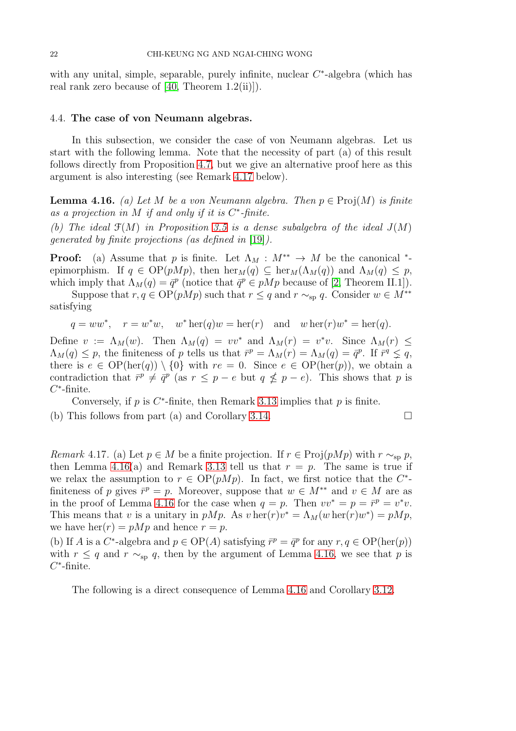with any unital, simple, separable, purely infinite, nuclear $C^*$-algebra (which has real rank zero because of [40, Theorem 1.2(ii)]).

### 4.4. **The case of von Neumann algebras.**

In this subsection, we consider the case of von Neumann algebras. Let us start with the following lemma. Note that the necessity of part (a) of this result follows directly from Proposition 4.7, but we give an alternative proof here as this argument is also interesting (see Remark 4.17 below).

**Lemma 4.16.** *(a) Let $M$ be a von Neumann algebra. Then $p \in \mathrm{Proj}(M)$ is finite as a projection in $M$ if and only if it is $C^*$-finite.*

*(b) The ideal $\mathcal{F}(M)$ in Proposition 3.5 is a dense subalgebra of the ideal $J(M)$ generated by finite projections (as defined in [19]).*

**Proof:** (a) Assume that $p$ is finite. Let $\Lambda_M : M^{**} \to M$ be the canonical $^*$-epimorphism. If $q \in \mathrm{OP}(pMp)$, then $\mathrm{her}_M(q) \subseteq \mathrm{her}_M(\Lambda_M(q))$ and $\Lambda_M(q) \leq p$, which imply that $\Lambda_M(q) = \bar{q}^p$ (notice that $\bar{q}^p \in pMp$ because of [2, Theorem II.1]).

Suppose that $r, q \in \mathrm{OP}(pMp)$ such that $r \leq q$ and $r \sim_{\mathrm{sp}} q$. Consider $w \in M^{**}$ satisfying

$$q = ww^*, \quad r = w^*w, \quad w^* \,\mathrm{her}(q) w = \mathrm{her}(r) \quad \text{and} \quad w \,\mathrm{her}(r) w^* = \mathrm{her}(q).$$

Define $v := \Lambda_M(w)$. Then $\Lambda_M(q) = vv^*$ and $\Lambda_M(r) = v^*v$. Since $\Lambda_M(r) \leq \Lambda_M(q) \leq p$, the finiteness of $p$ tells us that $\bar{r}^p = \Lambda_M(r) = \Lambda_M(q) = \bar{q}^p$. If $\bar{r}^q \lneq q$, there is $e \in \mathrm{OP}(\mathrm{her}(q)) \setminus \{0\}$ with $re = 0$. Since $e \in \mathrm{OP}(\mathrm{her}(p))$, we obtain a contradiction that $\bar{r}^p \neq \bar{q}^p$ (as $r \leq p - e$ but $q \nleq p - e$). This shows that $p$ is $C^*$-finite.

Conversely, if $p$ is $C^*$-finite, then Remark 3.13 implies that $p$ is finite.

(b) This follows from part (a) and Corollary 3.14. $\square$

*Remark* 4.17. (a) Let $p \in M$ be a finite projection. If $r \in \mathrm{Proj}(pMp)$ with $r \sim_{\mathrm{sp}} p$, then Lemma 4.16(a) and Remark 3.13 tell us that $r = p$. The same is true if we relax the assumption to $r \in \mathrm{OP}(pMp)$. In fact, we first notice that the $C^*$-finiteness of $p$ gives $\bar{r}^p = p$. Moreover, suppose that $w \in M^{**}$ and $v \in M$ are as in the proof of Lemma 4.16 for the case when $q = p$. Then $vv^* = p = \bar{r}^p = v^*v$. This means that $v$ is a unitary in $pMp$. As $v \,\mathrm{her}(r) v^* = \Lambda_M(w \,\mathrm{her}(r) w^*) = pMp$, we have $\mathrm{her}(r) = pMp$ and hence $r = p$.

(b) If $A$ is a $C^*$-algebra and $p \in \mathrm{OP}(A)$ satisfying $\bar{r}^p = \bar{q}^p$ for any $r, q \in \mathrm{OP}(\mathrm{her}(p))$ with $r \leq q$ and $r \sim_{\mathrm{sp}} q$, then by the argument of Lemma 4.16, we see that $p$ is $C^*$-finite.

The following is a direct consequence of Lemma 4.16 and Corollary 3.12.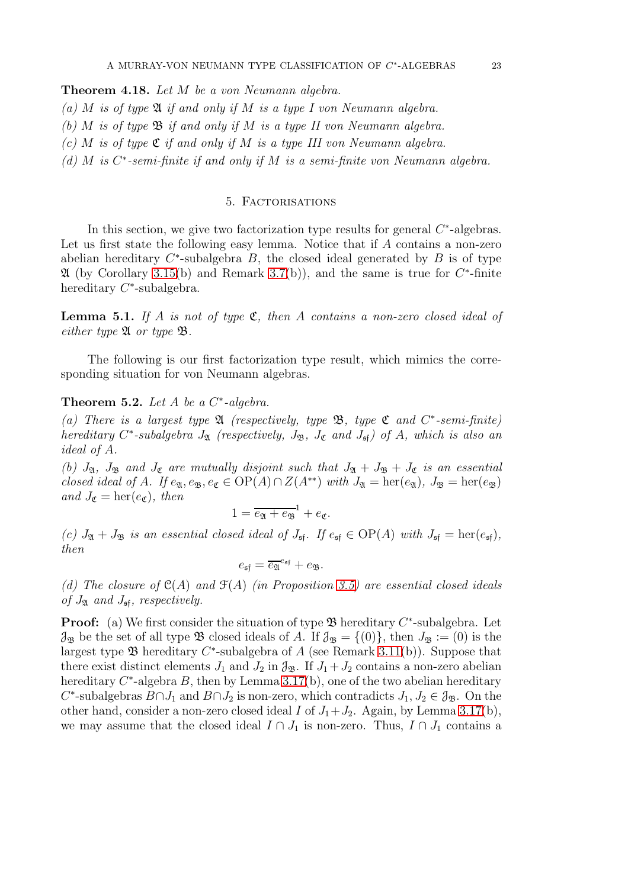**Theorem 4.18.** *Let $M$ be a von Neumann algebra.*

*(a) $M$ is of type $\mathfrak{A}$ if and only if $M$ is a type I von Neumann algebra.*

*(b) $M$ is of type $\mathfrak{B}$ if and only if $M$ is a type II von Neumann algebra.*

*(c) $M$ is of type $\mathfrak{C}$ if and only if $M$ is a type III von Neumann algebra.*

*(d) $M$ is $C^*$-semi-finite if and only if $M$ is a semi-finite von Neumann algebra.*

## 5. Factorisations

In this section, we give two factorization type results for general $C^*$-algebras. Let us first state the following easy lemma. Notice that if $A$ contains a non-zero abelian hereditary $C^*$-subalgebra $B$, the closed ideal generated by $B$ is of type $\mathfrak{A}$ (by Corollary 3.15(b) and Remark 3.7(b)), and the same is true for $C^*$-finite hereditary $C^*$-subalgebra.

**Lemma 5.1.** *If $A$ is not of type $\mathfrak{C}$, then $A$ contains a non-zero closed ideal of either type $\mathfrak{A}$ or type $\mathfrak{B}$.*

The following is our first factorization type result, which mimics the corresponding situation for von Neumann algebras.

**Theorem 5.2.** *Let $A$ be a $C^*$-algebra.*

*(a) There is a largest type $\mathfrak{A}$ (respectively, type $\mathfrak{B}$, type $\mathfrak{C}$ and $C^*$-semi-finite) hereditary $C^*$-subalgebra $J_\mathfrak{A}$ (respectively, $J_\mathfrak{B}$, $J_\mathfrak{C}$ and $J_\mathfrak{sf}$) of $A$, which is also an ideal of $A$.*

*(b) $J_\mathfrak{A}$, $J_\mathfrak{B}$ and $J_\mathfrak{C}$ are mutually disjoint such that $J_\mathfrak{A} + J_\mathfrak{B} + J_\mathfrak{C}$ is an essential closed ideal of $A$. If $e_\mathfrak{A}, e_\mathfrak{B}, e_\mathfrak{C} \in \mathrm{OP}(A) \cap Z(A^{**})$ with $J_\mathfrak{A} = \mathrm{her}(e_\mathfrak{A})$, $J_\mathfrak{B} = \mathrm{her}(e_\mathfrak{B})$ and $J_\mathfrak{C} = \mathrm{her}(e_\mathfrak{C})$, then*

$$1 = \overline{e_\mathfrak{A} + e_\mathfrak{B}}^1 + e_\mathfrak{C}.$$

*(c) $J_\mathfrak{A} + J_\mathfrak{B}$ is an essential closed ideal of $J_\mathfrak{sf}$. If $e_\mathfrak{sf} \in \mathrm{OP}(A)$ with $J_\mathfrak{sf} = \mathrm{her}(e_\mathfrak{sf})$, then*

$$e_\mathfrak{sf} = \overline{e_\mathfrak{A}}^{e_\mathfrak{sf}} + e_\mathfrak{B}.$$

*(d) The closure of $\mathcal{C}(A)$ and $\mathcal{F}(A)$ (in Proposition 3.5) are essential closed ideals of $J_\mathfrak{A}$ and $J_\mathfrak{sf}$, respectively.*

**Proof:** (a) We first consider the situation of type $\mathfrak{B}$ hereditary $C^*$-subalgebra. Let $\mathfrak{J}_\mathfrak{B}$ be the set of all type $\mathfrak{B}$ closed ideals of $A$. If $\mathfrak{J}_\mathfrak{B} = \{(0)\}$, then $J_\mathfrak{B} := (0)$ is the largest type $\mathfrak{B}$ hereditary $C^*$-subalgebra of $A$ (see Remark 3.11(b)). Suppose that there exist distinct elements $J_1$ and $J_2$ in $\mathfrak{J}_\mathfrak{B}$. If $J_1 + J_2$ contains a non-zero abelian hereditary $C^*$-algebra $B$, then by Lemma 3.17(b), one of the two abelian hereditary $C^*$-subalgebras $B \cap J_1$ and $B \cap J_2$ is non-zero, which contradicts $J_1, J_2 \in \mathfrak{J}_\mathfrak{B}$. On the other hand, consider a non-zero closed ideal $I$ of $J_1 + J_2$. Again, by Lemma 3.17(b), we may assume that the closed ideal $I \cap J_1$ is non-zero. Thus, $I \cap J_1$ contains a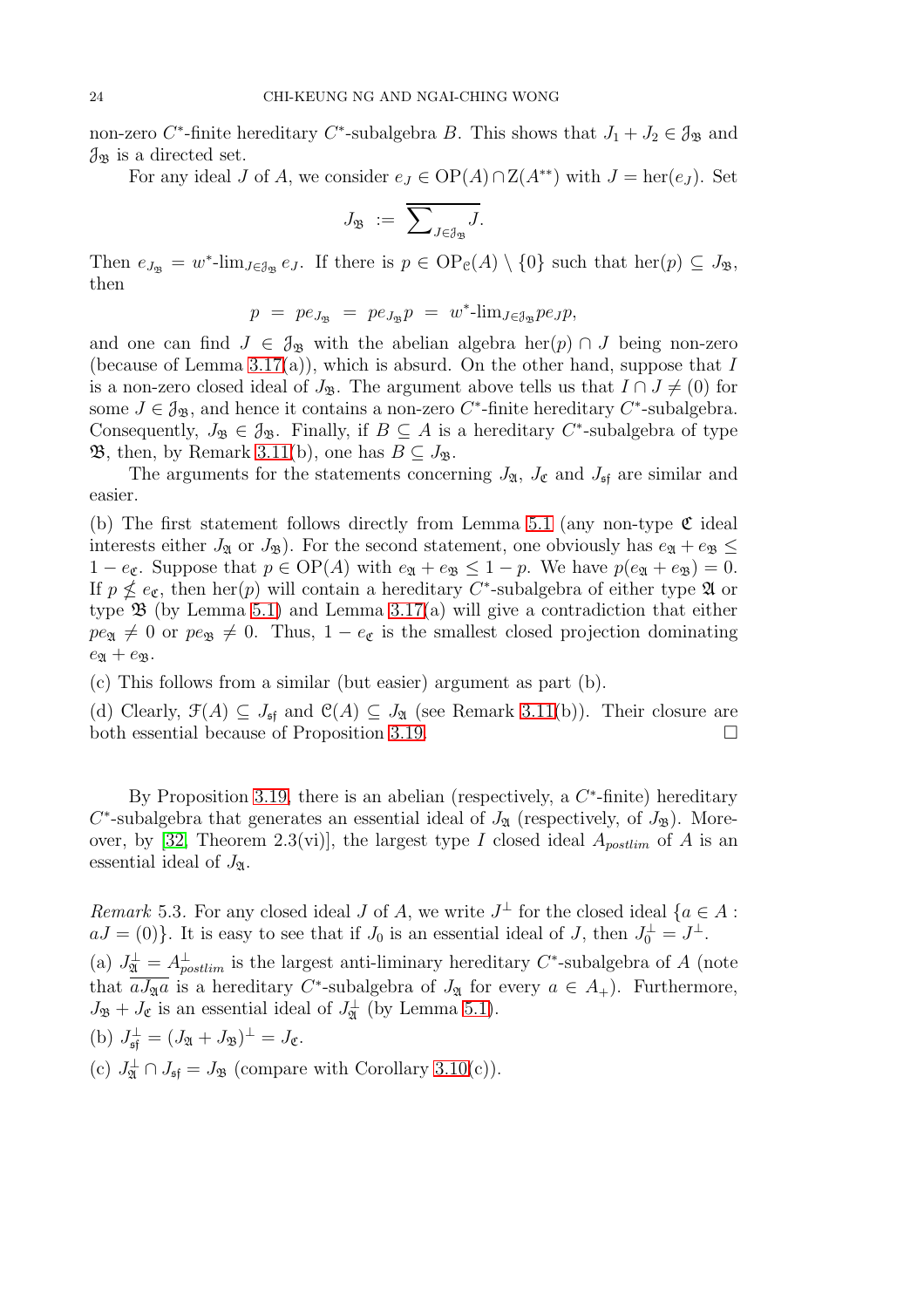non-zero $C^*$-finite hereditary $C^*$-subalgebra $B$. This shows that $J_1 + J_2 \in \mathfrak{J}_{\mathfrak{B}}$ and $\mathfrak{J}_{\mathfrak{B}}$ is a directed set.

For any ideal $J$ of $A$, we consider $e_J \in \mathrm{OP}(A) \cap \mathrm{Z}(A^{**})$ with $J = \mathrm{her}(e_J)$. Set

$$J_{\mathfrak{B}} := \overline{\sum\nolimits_{J \in \mathfrak{J}_{\mathfrak{B}}} J}.$$

Then $e_{J_{\mathfrak{B}}} = w^*\text{-}\lim_{J \in \mathfrak{J}_{\mathfrak{B}}} e_J$. If there is $p \in \mathrm{OP}_{\mathfrak{C}}(A) \setminus \{0\}$ such that $\mathrm{her}(p) \subseteq J_{\mathfrak{B}}$, then

$$p = pe_{J_{\mathfrak{B}}} = pe_{J_{\mathfrak{B}}}p = w^*\text{-}\lim_{J \in \mathfrak{J}_{\mathfrak{B}}} pe_J p,$$

and one can find $J \in \mathfrak{J}_{\mathfrak{B}}$ with the abelian algebra $\mathrm{her}(p) \cap J$ being non-zero (because of Lemma 3.17(a)), which is absurd. On the other hand, suppose that $I$ is a non-zero closed ideal of $J_{\mathfrak{B}}$. The argument above tells us that $I \cap J \neq (0)$ for some $J \in \mathfrak{J}_{\mathfrak{B}}$, and hence it contains a non-zero $C^*$-finite hereditary $C^*$-subalgebra. Consequently, $J_{\mathfrak{B}} \in \mathfrak{J}_{\mathfrak{B}}$. Finally, if $B \subseteq A$ is a hereditary $C^*$-subalgebra of type $\mathfrak{B}$, then, by Remark 3.11(b), one has $B \subseteq J_{\mathfrak{B}}$.

The arguments for the statements concerning $J_{\mathfrak{A}}$, $J_{\mathfrak{C}}$ and $J_{\mathfrak{sf}}$ are similar and easier.

(b) The first statement follows directly from Lemma 5.1 (any non-type $\mathfrak{C}$ ideal interests either $J_{\mathfrak{A}}$ or $J_{\mathfrak{B}}$). For the second statement, one obviously has $e_{\mathfrak{A}} + e_{\mathfrak{B}} \leq 1 - e_{\mathfrak{C}}$. Suppose that $p \in \mathrm{OP}(A)$ with $e_{\mathfrak{A}} + e_{\mathfrak{B}} \leq 1 - p$. We have $p(e_{\mathfrak{A}} + e_{\mathfrak{B}}) = 0$. If $p \not\leq e_{\mathfrak{C}}$, then $\mathrm{her}(p)$ will contain a hereditary $C^*$-subalgebra of either type $\mathfrak{A}$ or type $\mathfrak{B}$ (by Lemma 5.1) and Lemma 3.17(a) will give a contradiction that either $pe_{\mathfrak{A}} \neq 0$ or $pe_{\mathfrak{B}} \neq 0$. Thus, $1 - e_{\mathfrak{C}}$ is the smallest closed projection dominating $e_{\mathfrak{A}} + e_{\mathfrak{B}}$.

(c) This follows from a similar (but easier) argument as part (b).

(d) Clearly, $\mathcal{F}(A) \subseteq J_{\mathfrak{sf}}$ and $\mathcal{C}(A) \subseteq J_{\mathfrak{A}}$ (see Remark 3.11(b)). Their closure are both essential because of Proposition 3.19. $\square$

By Proposition 3.19, there is an abelian (respectively, a $C^*$-finite) hereditary $C^*$-subalgebra that generates an essential ideal of $J_{\mathfrak{A}}$ (respectively, of $J_{\mathfrak{B}}$). Moreover, by [32, Theorem 2.3(vi)], the largest type I closed ideal $A_{postlim}$ of $A$ is an essential ideal of $J_{\mathfrak{A}}$.

*Remark* 5.3. For any closed ideal $J$ of $A$, we write $J^{\perp}$ for the closed ideal $\{a \in A : aJ = (0)\}$. It is easy to see that if $J_0$ is an essential ideal of $J$, then $J_0^{\perp} = J^{\perp}$.

(a) $J_{\mathfrak{A}}^{\perp} = A_{postlim}^{\perp}$ is the largest anti-liminary hereditary $C^*$-subalgebra of $A$ (note that $\overline{aJ_{\mathfrak{A}}a}$ is a hereditary $C^*$-subalgebra of $J_{\mathfrak{A}}$ for every $a \in A_+$). Furthermore, $J_{\mathfrak{B}} + J_{\mathfrak{C}}$ is an essential ideal of $J_{\mathfrak{A}}^{\perp}$ (by Lemma 5.1).

(b) $J_{\mathfrak{sf}}^{\perp} = (J_{\mathfrak{A}} + J_{\mathfrak{B}})^{\perp} = J_{\mathfrak{C}}$.

(c) $J_{\mathfrak{A}}^{\perp} \cap J_{\mathfrak{sf}} = J_{\mathfrak{B}}$ (compare with Corollary 3.10(c)).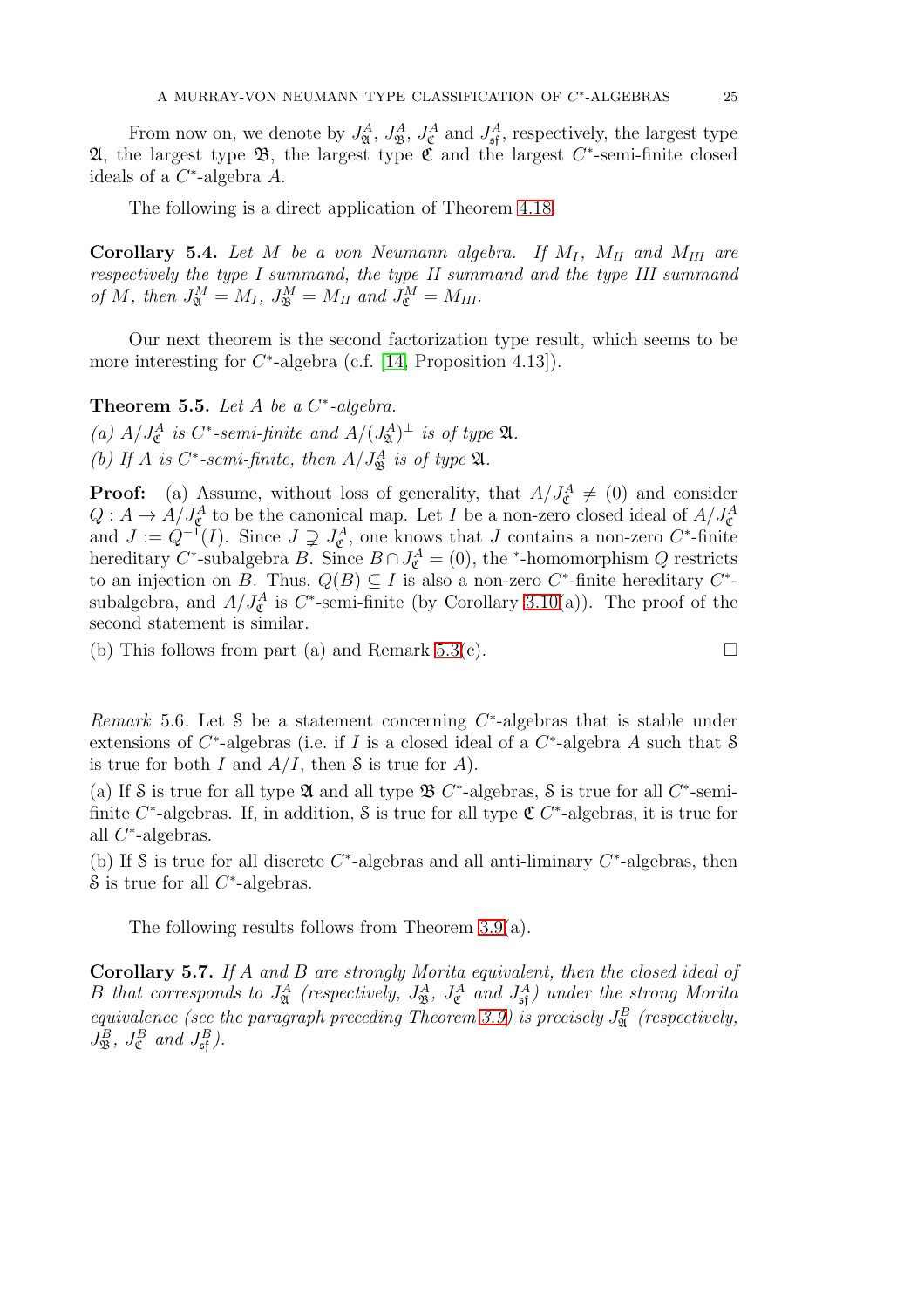From now on, we denote by $J^A_{\mathfrak{A}}$, $J^A_{\mathfrak{B}}$, $J^A_{\mathfrak{C}}$ and $J^A_{\mathfrak{sf}}$, respectively, the largest type $\mathfrak{A}$, the largest type $\mathfrak{B}$, the largest type $\mathfrak{C}$ and the largest $C^*$-semi-finite closed ideals of a $C^*$-algebra $A$.

The following is a direct application of Theorem 4.18.

**Corollary 5.4.** *Let $M$ be a von Neumann algebra. If $M_I$, $M_{II}$ and $M_{III}$ are respectively the type I summand, the type II summand and the type III summand of $M$, then $J^M_{\mathfrak{A}} = M_I$, $J^M_{\mathfrak{B}} = M_{II}$ and $J^M_{\mathfrak{C}} = M_{III}$.*

Our next theorem is the second factorization type result, which seems to be more interesting for $C^*$-algebra (c.f. [14, Proposition 4.13]).

**Theorem 5.5.** *Let $A$ be a $C^*$-algebra.*

*(a) $A/J^A_{\mathfrak{C}}$ is $C^*$-semi-finite and $A/(J^A_{\mathfrak{A}})^\perp$ is of type $\mathfrak{A}$.*

*(b) If $A$ is $C^*$-semi-finite, then $A/J^A_{\mathfrak{B}}$ is of type $\mathfrak{A}$.*

**Proof:** (a) Assume, without loss of generality, that $A/J^A_{\mathfrak{C}} \neq (0)$ and consider $Q : A \to A/J^A_{\mathfrak{C}}$ to be the canonical map. Let $I$ be a non-zero closed ideal of $A/J^A_{\mathfrak{C}}$ and $J := Q^{-1}(I)$. Since $J \supsetneq J^A_{\mathfrak{C}}$, one knows that $J$ contains a non-zero $C^*$-finite hereditary $C^*$-subalgebra $B$. Since $B \cap J^A_{\mathfrak{C}} = (0)$, the $^*$-homomorphism $Q$ restricts to an injection on $B$. Thus, $Q(B) \subseteq I$ is also a non-zero $C^*$-finite hereditary $C^*$-subalgebra, and $A/J^A_{\mathfrak{C}}$ is $C^*$-semi-finite (by Corollary 3.10(a)). The proof of the second statement is similar.

(b) This follows from part (a) and Remark 5.3(c). $\square$

*Remark* 5.6. Let $\mathcal{S}$ be a statement concerning $C^*$-algebras that is stable under extensions of $C^*$-algebras (i.e. if $I$ is a closed ideal of a $C^*$-algebra $A$ such that $\mathcal{S}$ is true for both $I$ and $A/I$, then $\mathcal{S}$ is true for $A$).

(a) If $\mathcal{S}$ is true for all type $\mathfrak{A}$ and all type $\mathfrak{B}$ $C^*$-algebras, $\mathcal{S}$ is true for all $C^*$-semi-finite $C^*$-algebras. If, in addition, $\mathcal{S}$ is true for all type $\mathfrak{C}$ $C^*$-algebras, it is true for all $C^*$-algebras.

(b) If $\mathcal{S}$ is true for all discrete $C^*$-algebras and all anti-liminary $C^*$-algebras, then $\mathcal{S}$ is true for all $C^*$-algebras.

The following results follows from Theorem 3.9(a).

**Corollary 5.7.** *If $A$ and $B$ are strongly Morita equivalent, then the closed ideal of $B$ that corresponds to $J^A_{\mathfrak{A}}$ (respectively, $J^A_{\mathfrak{B}}$, $J^A_{\mathfrak{C}}$ and $J^A_{\mathfrak{sf}}$) under the strong Morita equivalence (see the paragraph preceding Theorem 3.9) is precisely $J^B_{\mathfrak{A}}$ (respectively, $J^B_{\mathfrak{B}}$, $J^B_{\mathfrak{C}}$ and $J^B_{\mathfrak{sf}}$).*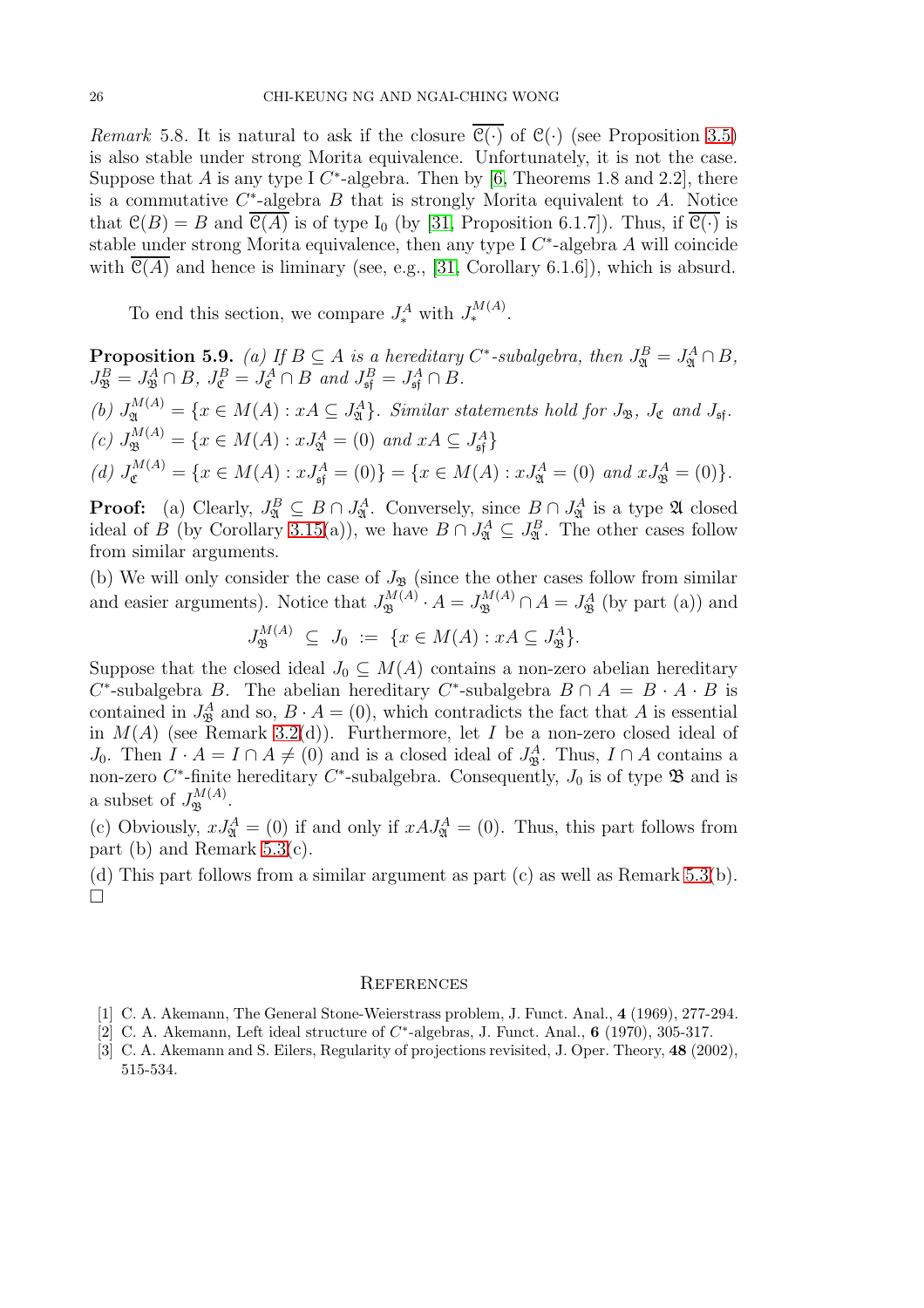*Remark* 5.8. It is natural to ask if the closure $\overline{\mathcal{C}(\cdot)}$ of $\mathcal{C}(\cdot)$ (see Proposition 3.5) is also stable under strong Morita equivalence. Unfortunately, it is not the case. Suppose that $A$ is any type I $C^*$-algebra. Then by [6, Theorems 1.8 and 2.2], there is a commutative $C^*$-algebra $B$ that is strongly Morita equivalent to $A$. Notice that $\mathcal{C}(B) = B$ and $\overline{\mathcal{C}(A)}$ is of type $\mathrm{I}_0$ (by [31, Proposition 6.1.7]). Thus, if $\overline{\mathcal{C}(\cdot)}$ is stable under strong Morita equivalence, then any type I $C^*$-algebra $A$ will coincide with $\overline{\mathcal{C}(A)}$ and hence is liminary (see, e.g., [31, Corollary 6.1.6]), which is absurd.

To end this section, we compare $J^A_*$ with $J^{M(A)}_*$.

**Proposition 5.9.** *(a) If $B \subseteq A$ is a hereditary $C^*$-subalgebra, then $J^B_{\mathfrak{A}} = J^A_{\mathfrak{A}} \cap B$, $J^B_{\mathfrak{B}} = J^A_{\mathfrak{B}} \cap B$, $J^B_{\mathfrak{C}} = J^A_{\mathfrak{C}} \cap B$ and $J^B_{\mathfrak{sf}} = J^A_{\mathfrak{sf}} \cap B$.*

*(b) $J^{M(A)}_{\mathfrak{A}} = \{x \in M(A) : xA \subseteq J^A_{\mathfrak{A}}\}$. Similar statements hold for $J_{\mathfrak{B}}$, $J_{\mathfrak{C}}$ and $J_{\mathfrak{sf}}$.*

*(c) $J^{M(A)}_{\mathfrak{B}} = \{x \in M(A) : xJ^A_{\mathfrak{A}} = (0)$ and $xA \subseteq J^A_{\mathfrak{sf}}\}$*

*(d) $J^{M(A)}_{\mathfrak{C}} = \{x \in M(A) : xJ^A_{\mathfrak{sf}} = (0)\} = \{x \in M(A) : xJ^A_{\mathfrak{A}} = (0)$ and $xJ^A_{\mathfrak{B}} = (0)\}$.*

**Proof:** (a) Clearly, $J^B_{\mathfrak{A}} \subseteq B \cap J^A_{\mathfrak{A}}$. Conversely, since $B \cap J^A_{\mathfrak{A}}$ is a type $\mathfrak{A}$ closed ideal of $B$ (by Corollary 3.15(a)), we have $B \cap J^A_{\mathfrak{A}} \subseteq J^B_{\mathfrak{A}}$. The other cases follow from similar arguments.

(b) We will only consider the case of $J_{\mathfrak{B}}$ (since the other cases follow from similar and easier arguments). Notice that $J^{M(A)}_{\mathfrak{B}} \cdot A = J^{M(A)}_{\mathfrak{B}} \cap A = J^A_{\mathfrak{B}}$ (by part (a)) and

$$J^{M(A)}_{\mathfrak{B}} \ \subseteq \ J_0 \ := \ \{x \in M(A) : xA \subseteq J^A_{\mathfrak{B}}\}.$$

Suppose that the closed ideal $J_0 \subseteq M(A)$ contains a non-zero abelian hereditary $C^*$-subalgebra $B$. The abelian hereditary $C^*$-subalgebra $B \cap A = B \cdot A \cdot B$ is contained in $J^A_{\mathfrak{B}}$ and so, $B \cdot A = (0)$, which contradicts the fact that $A$ is essential in $M(A)$ (see Remark 3.2(d)). Furthermore, let $I$ be a non-zero closed ideal of $J_0$. Then $I \cdot A = I \cap A \neq (0)$ and is a closed ideal of $J^A_{\mathfrak{B}}$. Thus, $I \cap A$ contains a non-zero $C^*$-finite hereditary $C^*$-subalgebra. Consequently, $J_0$ is of type $\mathfrak{B}$ and is a subset of $J^{M(A)}_{\mathfrak{B}}$.

(c) Obviously, $xJ^A_{\mathfrak{A}} = (0)$ if and only if $xAJ^A_{\mathfrak{A}} = (0)$. Thus, this part follows from part (b) and Remark 5.3(c).

(d) This part follows from a similar argument as part (c) as well as Remark 5.3(b). □

## References

[1] C. A. Akemann, The General Stone-Weierstrass problem, J. Funct. Anal., **4** (1969), 277-294.

[2] C. A. Akemann, Left ideal structure of $C^*$-algebras, J. Funct. Anal., **6** (1970), 305-317.

[3] C. A. Akemann and S. Eilers, Regularity of projections revisited, J. Oper. Theory, **48** (2002), 515-534.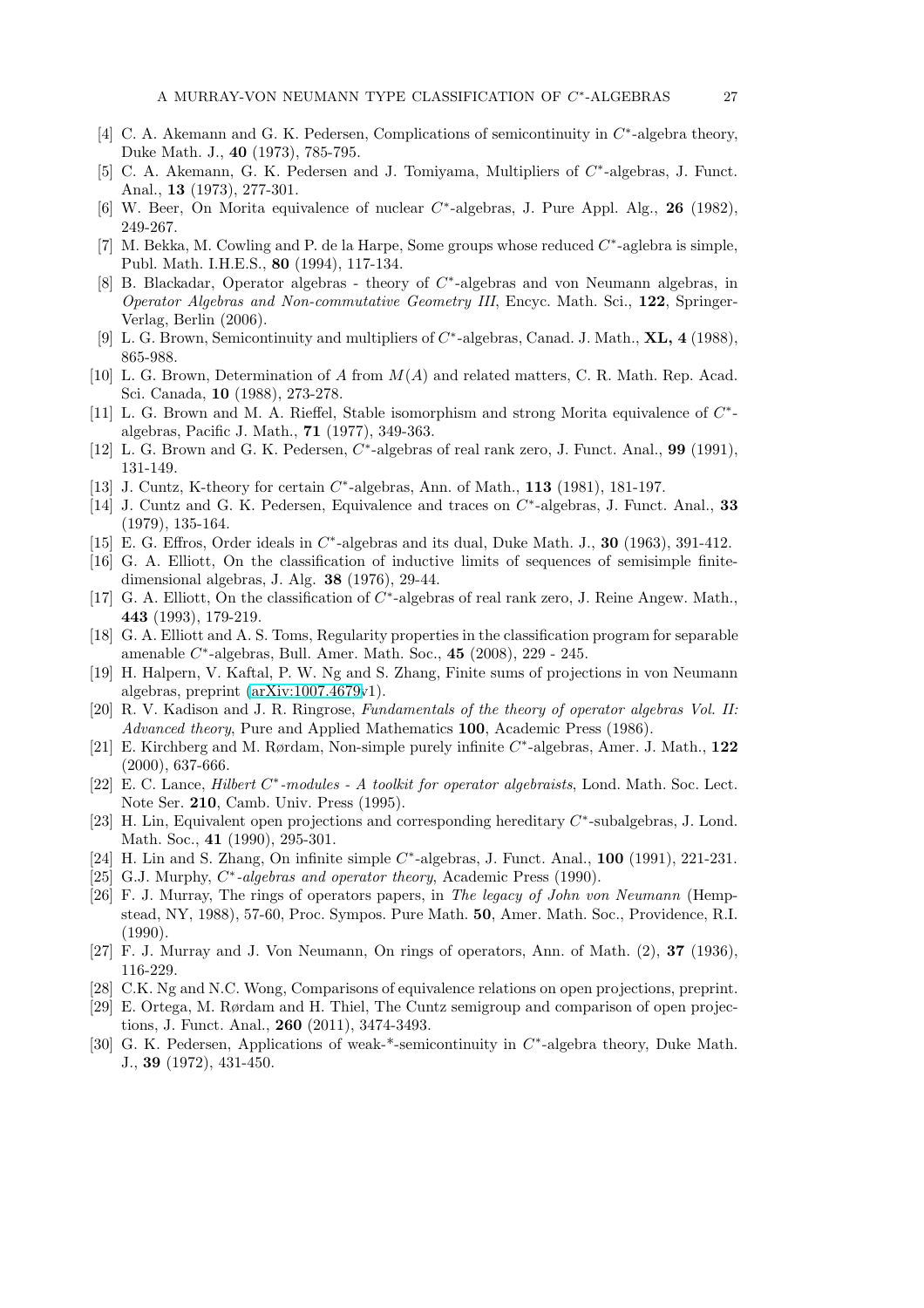- [4] C. A. Akemann and G. K. Pedersen, Complications of semicontinuity in $C^*$-algebra theory, Duke Math. J., **40** (1973), 785-795.
- [5] C. A. Akemann, G. K. Pedersen and J. Tomiyama, Multipliers of $C^*$-algebras, J. Funct. Anal., **13** (1973), 277-301.
- [6] W. Beer, On Morita equivalence of nuclear $C^*$-algebras, J. Pure Appl. Alg., **26** (1982), 249-267.
- [7] M. Bekka, M. Cowling and P. de la Harpe, Some groups whose reduced $C^*$-aglebra is simple, Publ. Math. I.H.E.S., **80** (1994), 117-134.
- [8] B. Blackadar, Operator algebras - theory of $C^*$-algebras and von Neumann algebras, in *Operator Algebras and Non-commutative Geometry III*, Encyc. Math. Sci., **122**, Springer-Verlag, Berlin (2006).
- [9] L. G. Brown, Semicontinuity and multipliers of $C^*$-algebras, Canad. J. Math., **XL, 4** (1988), 865-988.
- [10] L. G. Brown, Determination of $A$ from $M(A)$ and related matters, C. R. Math. Rep. Acad. Sci. Canada, **10** (1988), 273-278.
- [11] L. G. Brown and M. A. Rieffel, Stable isomorphism and strong Morita equivalence of $C^*$-algebras, Pacific J. Math., **71** (1977), 349-363.
- [12] L. G. Brown and G. K. Pedersen, $C^*$-algebras of real rank zero, J. Funct. Anal., **99** (1991), 131-149.
- [13] J. Cuntz, K-theory for certain $C^*$-algebras, Ann. of Math., **113** (1981), 181-197.
- [14] J. Cuntz and G. K. Pedersen, Equivalence and traces on $C^*$-algebras, J. Funct. Anal., **33** (1979), 135-164.
- [15] E. G. Effros, Order ideals in $C^*$-algebras and its dual, Duke Math. J., **30** (1963), 391-412.
- [16] G. A. Elliott, On the classification of inductive limits of sequences of semisimple finite-dimensional algebras, J. Alg. **38** (1976), 29-44.
- [17] G. A. Elliott, On the classification of $C^*$-algebras of real rank zero, J. Reine Angew. Math., **443** (1993), 179-219.
- [18] G. A. Elliott and A. S. Toms, Regularity properties in the classification program for separable amenable $C^*$-algebras, Bull. Amer. Math. Soc., **45** (2008), 229 - 245.
- [19] H. Halpern, V. Kaftal, P. W. Ng and S. Zhang, Finite sums of projections in von Neumann algebras, preprint (arXiv:1007.4679v1).
- [20] R. V. Kadison and J. R. Ringrose, *Fundamentals of the theory of operator algebras Vol. II: Advanced theory*, Pure and Applied Mathematics **100**, Academic Press (1986).
- [21] E. Kirchberg and M. Rørdam, Non-simple purely infinite $C^*$-algebras, Amer. J. Math., **122** (2000), 637-666.
- [22] E. C. Lance, *Hilbert $C^*$-modules - A toolkit for operator algebraists*, Lond. Math. Soc. Lect. Note Ser. **210**, Camb. Univ. Press (1995).
- [23] H. Lin, Equivalent open projections and corresponding hereditary $C^*$-subalgebras, J. Lond. Math. Soc., **41** (1990), 295-301.
- [24] H. Lin and S. Zhang, On infinite simple $C^*$-algebras, J. Funct. Anal., **100** (1991), 221-231.
- [25] G.J. Murphy, *$C^*$-algebras and operator theory*, Academic Press (1990).
- [26] F. J. Murray, The rings of operators papers, in *The legacy of John von Neumann* (Hempstead, NY, 1988), 57-60, Proc. Sympos. Pure Math. **50**, Amer. Math. Soc., Providence, R.I. (1990).
- [27] F. J. Murray and J. Von Neumann, On rings of operators, Ann. of Math. (2), **37** (1936), 116-229.
- [28] C.K. Ng and N.C. Wong, Comparisons of equivalence relations on open projections, preprint.
- [29] E. Ortega, M. Rørdam and H. Thiel, The Cuntz semigroup and comparison of open projections, J. Funct. Anal., **260** (2011), 3474-3493.
- [30] G. K. Pedersen, Applications of weak-*-semicontinuity in $C^*$-algebra theory, Duke Math. J., **39** (1972), 431-450.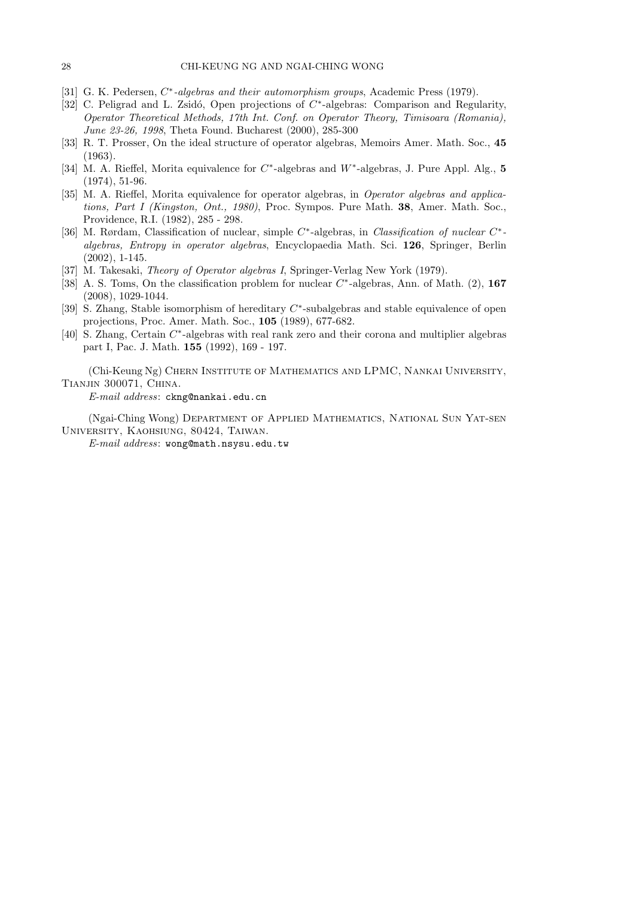[31] G. K. Pedersen, *$C^*$-algebras and their automorphism groups*, Academic Press (1979).

[32] C. Peligrad and L. Zsidó, Open projections of $C^*$-algebras: Comparison and Regularity, *Operator Theoretical Methods, 17th Int. Conf. on Operator Theory, Timisoara (Romania), June 23-26, 1998*, Theta Found. Bucharest (2000), 285-300

[33] R. T. Prosser, On the ideal structure of operator algebras, Memoirs Amer. Math. Soc., **45** (1963).

[34] M. A. Rieffel, Morita equivalence for $C^*$-algebras and $W^*$-algebras, J. Pure Appl. Alg., **5** (1974), 51-96.

[35] M. A. Rieffel, Morita equivalence for operator algebras, in *Operator algebras and applications, Part I (Kingston, Ont., 1980)*, Proc. Sympos. Pure Math. **38**, Amer. Math. Soc., Providence, R.I. (1982), 285 - 298.

[36] M. Rørdam, Classification of nuclear, simple $C^*$-algebras, in *Classification of nuclear $C^*$-algebras, Entropy in operator algebras*, Encyclopaedia Math. Sci. **126**, Springer, Berlin (2002), 1-145.

[37] M. Takesaki, *Theory of Operator algebras I*, Springer-Verlag New York (1979).

[38] A. S. Toms, On the classification problem for nuclear $C^*$-algebras, Ann. of Math. (2), **167** (2008), 1029-1044.

[39] S. Zhang, Stable isomorphism of hereditary $C^*$-subalgebras and stable equivalence of open projections, Proc. Amer. Math. Soc., **105** (1989), 677-682.

[40] S. Zhang, Certain $C^*$-algebras with real rank zero and their corona and multiplier algebras part I, Pac. J. Math. **155** (1992), 169 - 197.

(Chi-Keung Ng) Chern Institute of Mathematics and LPMC, Nankai University, Tianjin 300071, China.

*E-mail address*: ckng@nankai.edu.cn

(Ngai-Ching Wong) Department of Applied Mathematics, National Sun Yat-sen University, Kaohsiung, 80424, Taiwan.

*E-mail address*: wong@math.nsysu.edu.tw